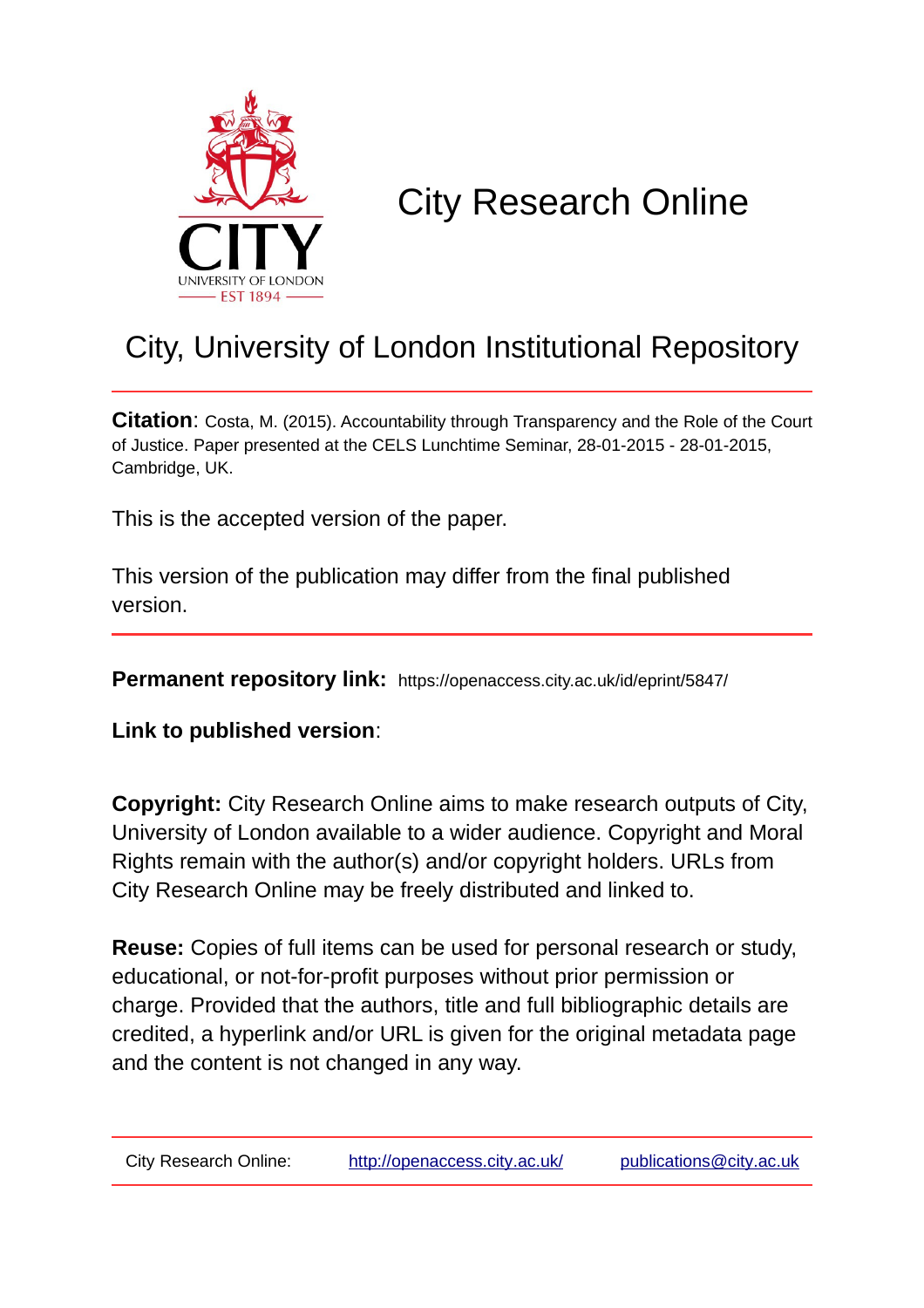# City Research Online

## City, University of London Institutional Repository

**Citation**: Costa, M. (2015). Accountability through Transparency and the Role of the Court of Justice. Paper presented at the CELS Lunchtime Seminar, 28-01-2015 - 28-01-2015, Cambridge, UK.

This is the accepted version of the paper.

This version of the publication may differ from the final published version.

**Permanent repository link:** https://openaccess.city.ac.uk/id/eprint/5847/

**Link to published version**:

**Copyright:** City Research Online aims to make research outputs of City, University of London available to a wider audience. Copyright and Moral Rights remain with the author(s) and/or copyright holders. URLs from City Research Online may be freely distributed and linked to.

**Reuse:** Copies of full items can be used for personal research or study, educational, or not-for-profit purposes without prior permission or charge. Provided that the authors, title and full bibliographic details are credited, a hyperlink and/or URL is given for the original metadata page and the content is not changed in any way.

City Research Online: http://openaccess.city.ac.uk/ publications@city.ac.uk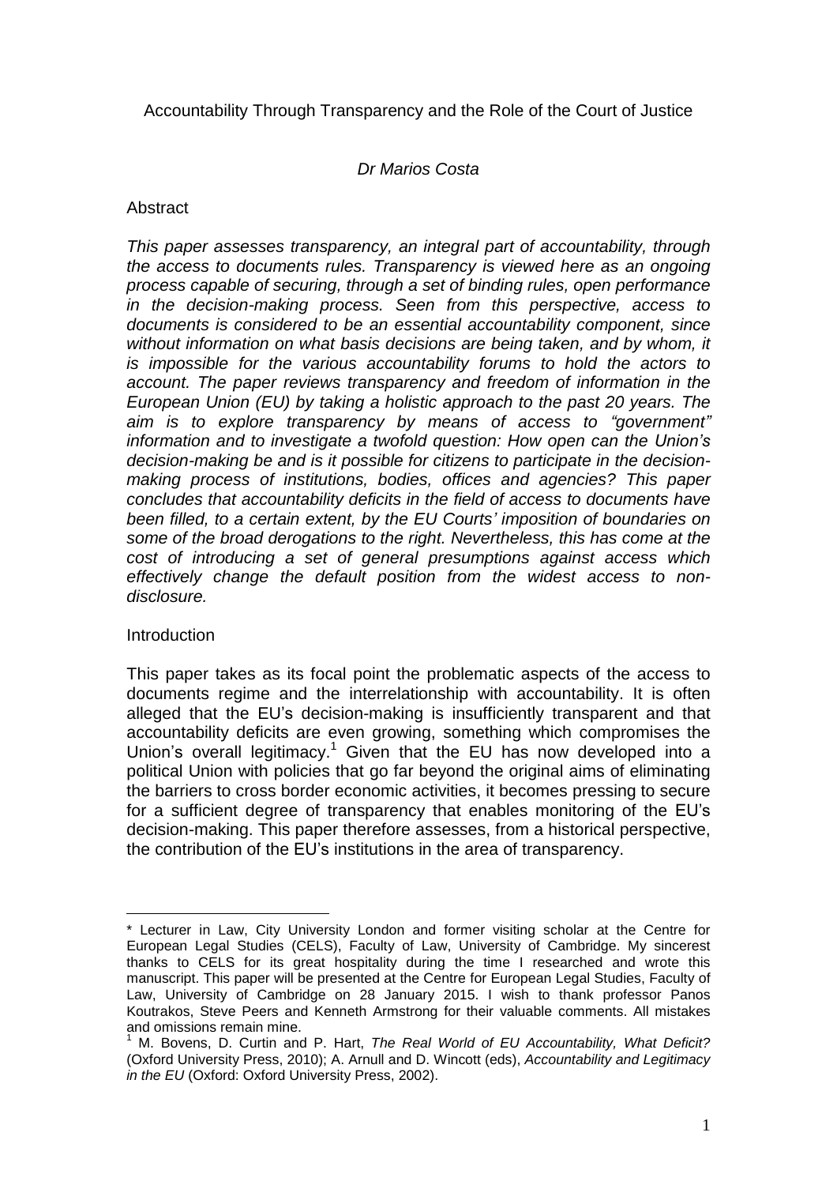Accountability Through Transparency and the Role of the Court of Justice

*Dr Marios Costa*

Abstract

*This paper assesses transparency, an integral part of accountability, through the access to documents rules. Transparency is viewed here as an ongoing process capable of securing, through a set of binding rules, open performance in the decision-making process. Seen from this perspective, access to documents is considered to be an essential accountability component, since without information on what basis decisions are being taken, and by whom, it is impossible for the various accountability forums to hold the actors to account. The paper reviews transparency and freedom of information in the European Union (EU) by taking a holistic approach to the past 20 years. The aim is to explore transparency by means of access to "government" information and to investigate a twofold question: How open can the Union's decision-making be and is it possible for citizens to participate in the decision-making process of institutions, bodies, offices and agencies? This paper concludes that accountability deficits in the field of access to documents have been filled, to a certain extent, by the EU Courts' imposition of boundaries on some of the broad derogations to the right. Nevertheless, this has come at the cost of introducing a set of general presumptions against access which effectively change the default position from the widest access to non-disclosure.*

Introduction

This paper takes as its focal point the problematic aspects of the access to documents regime and the interrelationship with accountability. It is often alleged that the EU's decision-making is insufficiently transparent and that accountability deficits are even growing, something which compromises the Union's overall legitimacy.[1] Given that the EU has now developed into a political Union with policies that go far beyond the original aims of eliminating the barriers to cross border economic activities, it becomes pressing to secure for a sufficient degree of transparency that enables monitoring of the EU's decision-making. This paper therefore assesses, from a historical perspective, the contribution of the EU's institutions in the area of transparency.

---

\* Lecturer in Law, City University London and former visiting scholar at the Centre for European Legal Studies (CELS), Faculty of Law, University of Cambridge. My sincerest thanks to CELS for its great hospitality during the time I researched and wrote this manuscript. This paper will be presented at the Centre for European Legal Studies, Faculty of Law, University of Cambridge on 28 January 2015. I wish to thank professor Panos Koutrakos, Steve Peers and Kenneth Armstrong for their valuable comments. All mistakes and omissions remain mine.

[1] M. Bovens, D. Curtin and P. Hart, *The Real World of EU Accountability, What Deficit?* (Oxford University Press, 2010); A. Arnull and D. Wincott (eds), *Accountability and Legitimacy in the EU* (Oxford: Oxford University Press, 2002).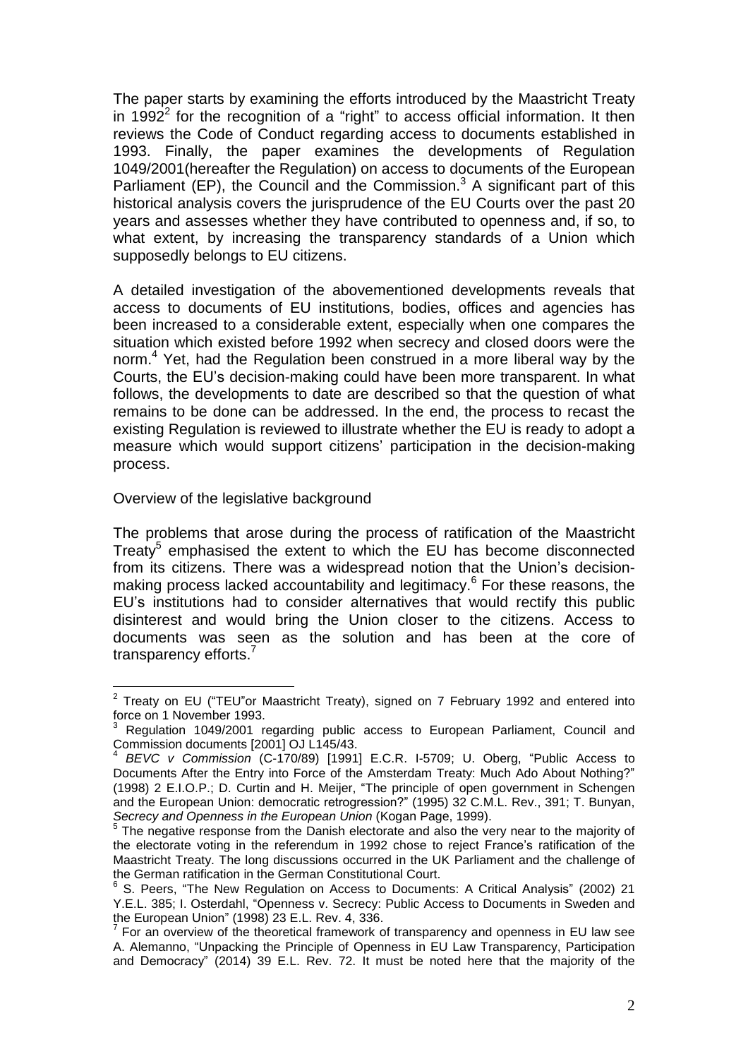The paper starts by examining the efforts introduced by the Maastricht Treaty in 1992[2] for the recognition of a "right" to access official information. It then reviews the Code of Conduct regarding access to documents established in 1993. Finally, the paper examines the developments of Regulation 1049/2001(hereafter the Regulation) on access to documents of the European Parliament (EP), the Council and the Commission.[3] A significant part of this historical analysis covers the jurisprudence of the EU Courts over the past 20 years and assesses whether they have contributed to openness and, if so, to what extent, by increasing the transparency standards of a Union which supposedly belongs to EU citizens.

A detailed investigation of the abovementioned developments reveals that access to documents of EU institutions, bodies, offices and agencies has been increased to a considerable extent, especially when one compares the situation which existed before 1992 when secrecy and closed doors were the norm.[4] Yet, had the Regulation been construed in a more liberal way by the Courts, the EU's decision-making could have been more transparent. In what follows, the developments to date are described so that the question of what remains to be done can be addressed. In the end, the process to recast the existing Regulation is reviewed to illustrate whether the EU is ready to adopt a measure which would support citizens' participation in the decision-making process.

## Overview of the legislative background

The problems that arose during the process of ratification of the Maastricht Treaty[5] emphasised the extent to which the EU has become disconnected from its citizens. There was a widespread notion that the Union's decision-making process lacked accountability and legitimacy.[6] For these reasons, the EU's institutions had to consider alternatives that would rectify this public disinterest and would bring the Union closer to the citizens. Access to documents was seen as the solution and has been at the core of transparency efforts.[7]

---

[2] Treaty on EU ("TEU"or Maastricht Treaty), signed on 7 February 1992 and entered into force on 1 November 1993.

[3] Regulation 1049/2001 regarding public access to European Parliament, Council and Commission documents [2001] OJ L145/43.

[4] *BEVC v Commission* (C-170/89) [1991] E.C.R. I-5709; U. Oberg, "Public Access to Documents After the Entry into Force of the Amsterdam Treaty: Much Ado About Nothing?" (1998) 2 E.I.O.P.; D. Curtin and H. Meijer, "The principle of open government in Schengen and the European Union: democratic retrogression?" (1995) 32 C.M.L. Rev., 391; T. Bunyan, *Secrecy and Openness in the European Union* (Kogan Page, 1999).

[5] The negative response from the Danish electorate and also the very near to the majority of the electorate voting in the referendum in 1992 chose to reject France's ratification of the Maastricht Treaty. The long discussions occurred in the UK Parliament and the challenge of the German ratification in the German Constitutional Court.

[6] S. Peers, "The New Regulation on Access to Documents: A Critical Analysis" (2002) 21 Y.E.L. 385; I. Osterdahl, "Openness v. Secrecy: Public Access to Documents in Sweden and the European Union" (1998) 23 E.L. Rev. 4, 336.

[7] For an overview of the theoretical framework of transparency and openness in EU law see A. Alemanno, "Unpacking the Principle of Openness in EU Law Transparency, Participation and Democracy" (2014) 39 E.L. Rev. 72. It must be noted here that the majority of the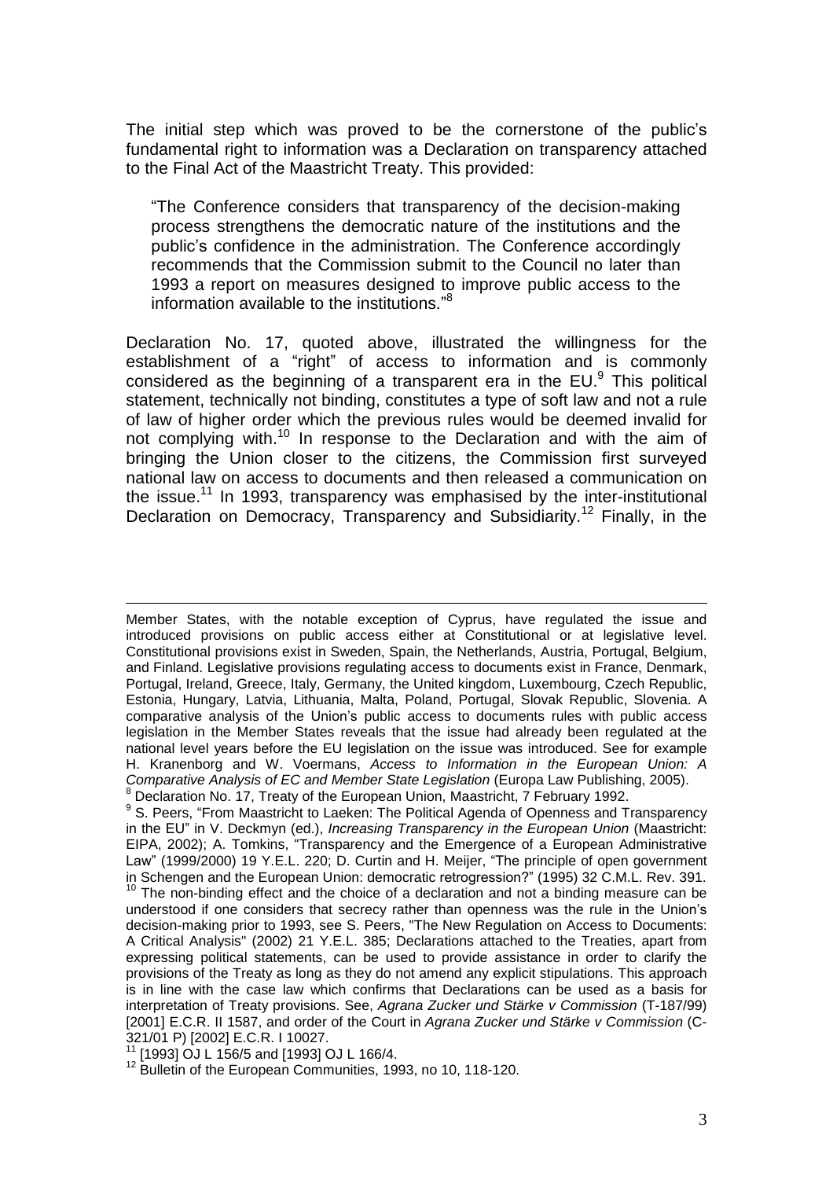The initial step which was proved to be the cornerstone of the public's fundamental right to information was a Declaration on transparency attached to the Final Act of the Maastricht Treaty. This provided:

> "The Conference considers that transparency of the decision-making process strengthens the democratic nature of the institutions and the public's confidence in the administration. The Conference accordingly recommends that the Commission submit to the Council no later than 1993 a report on measures designed to improve public access to the information available to the institutions."[8]

Declaration No. 17, quoted above, illustrated the willingness for the establishment of a "right" of access to information and is commonly considered as the beginning of a transparent era in the EU.[9] This political statement, technically not binding, constitutes a type of soft law and not a rule of law of higher order which the previous rules would be deemed invalid for not complying with.[10] In response to the Declaration and with the aim of bringing the Union closer to the citizens, the Commission first surveyed national law on access to documents and then released a communication on the issue.[11] In 1993, transparency was emphasised by the inter-institutional Declaration on Democracy, Transparency and Subsidiarity.[12] Finally, in the

---

Member States, with the notable exception of Cyprus, have regulated the issue and introduced provisions on public access either at Constitutional or at legislative level. Constitutional provisions exist in Sweden, Spain, the Netherlands, Austria, Portugal, Belgium, and Finland. Legislative provisions regulating access to documents exist in France, Denmark, Portugal, Ireland, Greece, Italy, Germany, the United kingdom, Luxembourg, Czech Republic, Estonia, Hungary, Latvia, Lithuania, Malta, Poland, Portugal, Slovak Republic, Slovenia. A comparative analysis of the Union's public access to documents rules with public access legislation in the Member States reveals that the issue had already been regulated at the national level years before the EU legislation on the issue was introduced. See for example H. Kranenborg and W. Voermans, *Access to Information in the European Union: A Comparative Analysis of EC and Member State Legislation* (Europa Law Publishing, 2005).

[8] Declaration No. 17, Treaty of the European Union, Maastricht, 7 February 1992.

[9] S. Peers, "From Maastricht to Laeken: The Political Agenda of Openness and Transparency in the EU" in V. Deckmyn (ed.), *Increasing Transparency in the European Union* (Maastricht: EIPA, 2002); A. Tomkins, "Transparency and the Emergence of a European Administrative Law" (1999/2000) 19 Y.E.L. 220; D. Curtin and H. Meijer, "The principle of open government in Schengen and the European Union: democratic retrogression?" (1995) 32 C.M.L. Rev. 391.

[10] The non-binding effect and the choice of a declaration and not a binding measure can be understood if one considers that secrecy rather than openness was the rule in the Union's decision-making prior to 1993, see S. Peers, "The New Regulation on Access to Documents: A Critical Analysis" (2002) 21 Y.E.L. 385; Declarations attached to the Treaties, apart from expressing political statements, can be used to provide assistance in order to clarify the provisions of the Treaty as long as they do not amend any explicit stipulations. This approach is in line with the case law which confirms that Declarations can be used as a basis for interpretation of Treaty provisions. See, *Agrana Zucker und Stärke v Commission* (T-187/99) [2001] E.C.R. II 1587, and order of the Court in *Agrana Zucker und Stärke v Commission* (C-321/01 P) [2002] E.C.R. I 10027.

[11] [1993] OJ L 156/5 and [1993] OJ L 166/4.

[12] Bulletin of the European Communities, 1993, no 10, 118-120.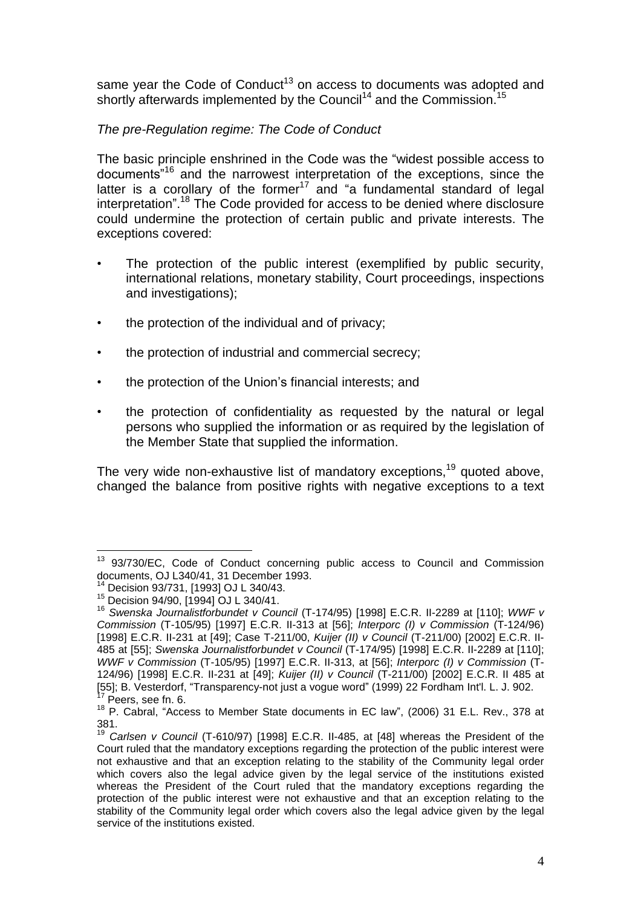same year the Code of Conduct[13] on access to documents was adopted and shortly afterwards implemented by the Council[14] and the Commission.[15]

*The pre-Regulation regime: The Code of Conduct*

The basic principle enshrined in the Code was the "widest possible access to documents"[16] and the narrowest interpretation of the exceptions, since the latter is a corollary of the former[17] and "a fundamental standard of legal interpretation".[18] The Code provided for access to be denied where disclosure could undermine the protection of certain public and private interests. The exceptions covered:

- The protection of the public interest (exemplified by public security, international relations, monetary stability, Court proceedings, inspections and investigations);
- the protection of the individual and of privacy;
- the protection of industrial and commercial secrecy;
- the protection of the Union's financial interests; and
- the protection of confidentiality as requested by the natural or legal persons who supplied the information or as required by the legislation of the Member State that supplied the information.

The very wide non-exhaustive list of mandatory exceptions,[19] quoted above, changed the balance from positive rights with negative exceptions to a text

---

[13] 93/730/EC, Code of Conduct concerning public access to Council and Commission documents, OJ L340/41, 31 December 1993.

[14] Decision 93/731, [1993] OJ L 340/43.

[15] Decision 94/90, [1994] OJ L 340/41.

[16] *Swenska Journalistforbundet v Council* (T-174/95) [1998] E.C.R. II-2289 at [110]; *WWF v Commission* (T-105/95) [1997] E.C.R. II-313 at [56]; *Interporc (I) v Commission* (T-124/96) [1998] E.C.R. II-231 at [49]; Case T-211/00, *Kuijer (II) v Council* (T-211/00) [2002] E.C.R. II-485 at [55]; *Swenska Journalistforbundet v Council* (T-174/95) [1998] E.C.R. II-2289 at [110]; *WWF v Commission* (T-105/95) [1997] E.C.R. II-313, at [56]; *Interporc (I) v Commission* (T-124/96) [1998] E.C.R. II-231 at [49]; *Kuijer (II) v Council* (T-211/00) [2002] E.C.R. II 485 at [55]; B. Vesterdorf, "Transparency-not just a vogue word" (1999) 22 Fordham Int'l. L. J. 902.

[17] Peers, see fn. 6.

[18] P. Cabral, "Access to Member State documents in EC law", (2006) 31 E.L. Rev., 378 at 381.

[19] *Carlsen v Council* (T-610/97) [1998] E.C.R. II-485, at [48] whereas the President of the Court ruled that the mandatory exceptions regarding the protection of the public interest were not exhaustive and that an exception relating to the stability of the Community legal order which covers also the legal advice given by the legal service of the institutions existed whereas the President of the Court ruled that the mandatory exceptions regarding the protection of the public interest were not exhaustive and that an exception relating to the stability of the Community legal order which covers also the legal advice given by the legal service of the institutions existed.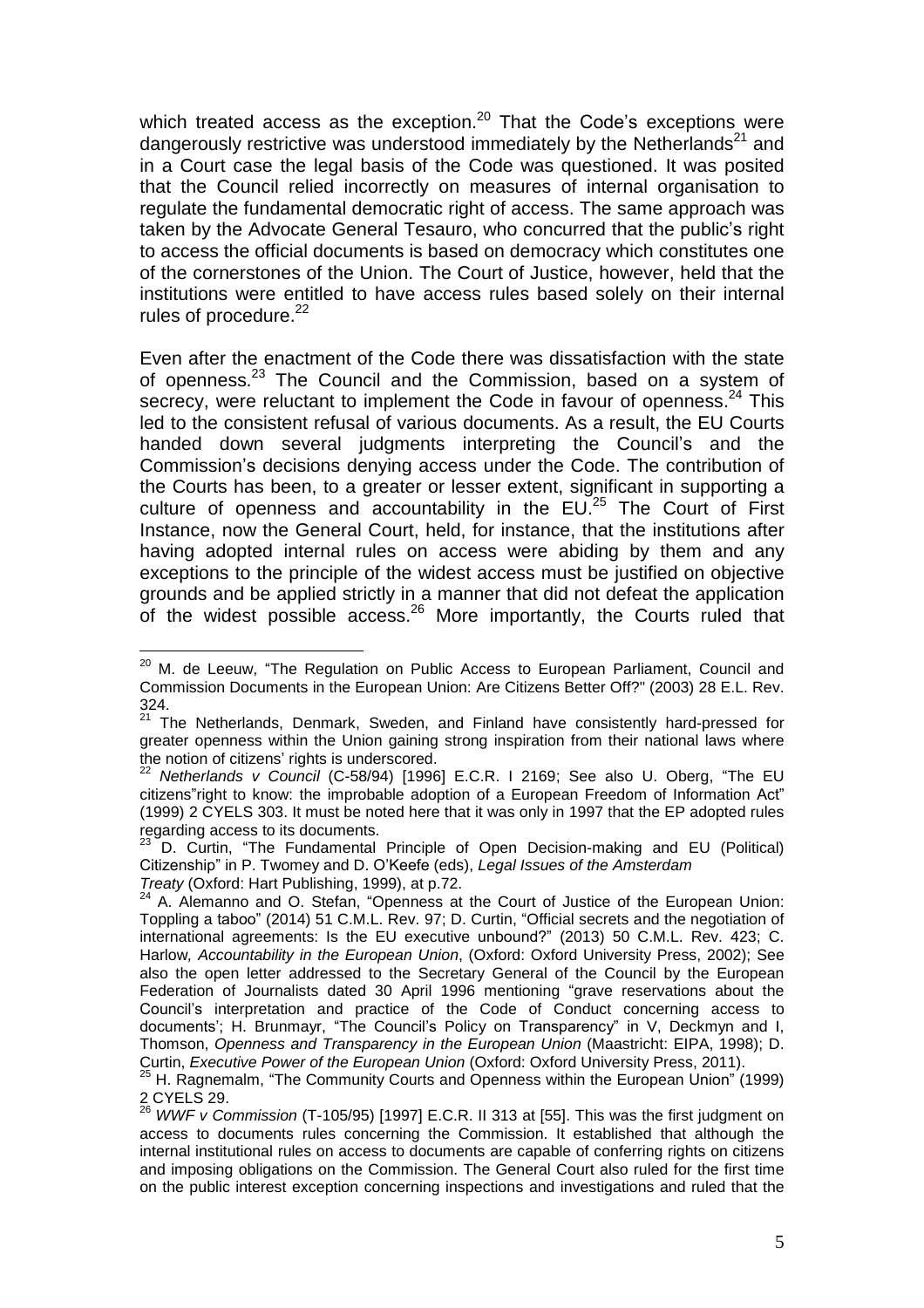which treated access as the exception.[20] That the Code's exceptions were dangerously restrictive was understood immediately by the Netherlands[21] and in a Court case the legal basis of the Code was questioned. It was posited that the Council relied incorrectly on measures of internal organisation to regulate the fundamental democratic right of access. The same approach was taken by the Advocate General Tesauro, who concurred that the public's right to access the official documents is based on democracy which constitutes one of the cornerstones of the Union. The Court of Justice, however, held that the institutions were entitled to have access rules based solely on their internal rules of procedure.[22]

Even after the enactment of the Code there was dissatisfaction with the state of openness.[23] The Council and the Commission, based on a system of secrecy, were reluctant to implement the Code in favour of openness.[24] This led to the consistent refusal of various documents. As a result, the EU Courts handed down several judgments interpreting the Council's and the Commission's decisions denying access under the Code. The contribution of the Courts has been, to a greater or lesser extent, significant in supporting a culture of openness and accountability in the EU.[25] The Court of First Instance, now the General Court, held, for instance, that the institutions after having adopted internal rules on access were abiding by them and any exceptions to the principle of the widest access must be justified on objective grounds and be applied strictly in a manner that did not defeat the application of the widest possible access.[26] More importantly, the Courts ruled that

---

[20] M. de Leeuw, "The Regulation on Public Access to European Parliament, Council and Commission Documents in the European Union: Are Citizens Better Off?" (2003) 28 E.L. Rev. 324.

[21] The Netherlands, Denmark, Sweden, and Finland have consistently hard-pressed for greater openness within the Union gaining strong inspiration from their national laws where the notion of citizens' rights is underscored.

[22] *Netherlands v Council* (C-58/94) [1996] E.C.R. I 2169; See also U. Oberg, "The EU citizens"right to know: the improbable adoption of a European Freedom of Information Act" (1999) 2 CYELS 303. It must be noted here that it was only in 1997 that the EP adopted rules regarding access to its documents.

[23] D. Curtin, "The Fundamental Principle of Open Decision-making and EU (Political) Citizenship" in P. Twomey and D. O'Keefe (eds), *Legal Issues of the Amsterdam Treaty* (Oxford: Hart Publishing, 1999), at p.72.

[24] A. Alemanno and O. Stefan, "Openness at the Court of Justice of the European Union: Toppling a taboo" (2014) 51 C.M.L. Rev. 97; D. Curtin, "Official secrets and the negotiation of international agreements: Is the EU executive unbound?" (2013) 50 C.M.L. Rev. 423; C. Harlow*, Accountability in the European Union*, (Oxford: Oxford University Press, 2002); See also the open letter addressed to the Secretary General of the Council by the European Federation of Journalists dated 30 April 1996 mentioning "grave reservations about the Council's interpretation and practice of the Code of Conduct concerning access to documents'; H. Brunmayr, "The Council's Policy on Transparency" in V, Deckmyn and I, Thomson, *Openness and Transparency in the European Union* (Maastricht: EIPA, 1998); D. Curtin, *Executive Power of the European Union* (Oxford: Oxford University Press, 2011).

[25] H. Ragnemalm, "The Community Courts and Openness within the European Union" (1999) 2 CYELS 29.

[26] *WWF v Commission* (T-105/95) [1997] E.C.R. II 313 at [55]. This was the first judgment on access to documents rules concerning the Commission. It established that although the internal institutional rules on access to documents are capable of conferring rights on citizens and imposing obligations on the Commission. The General Court also ruled for the first time on the public interest exception concerning inspections and investigations and ruled that the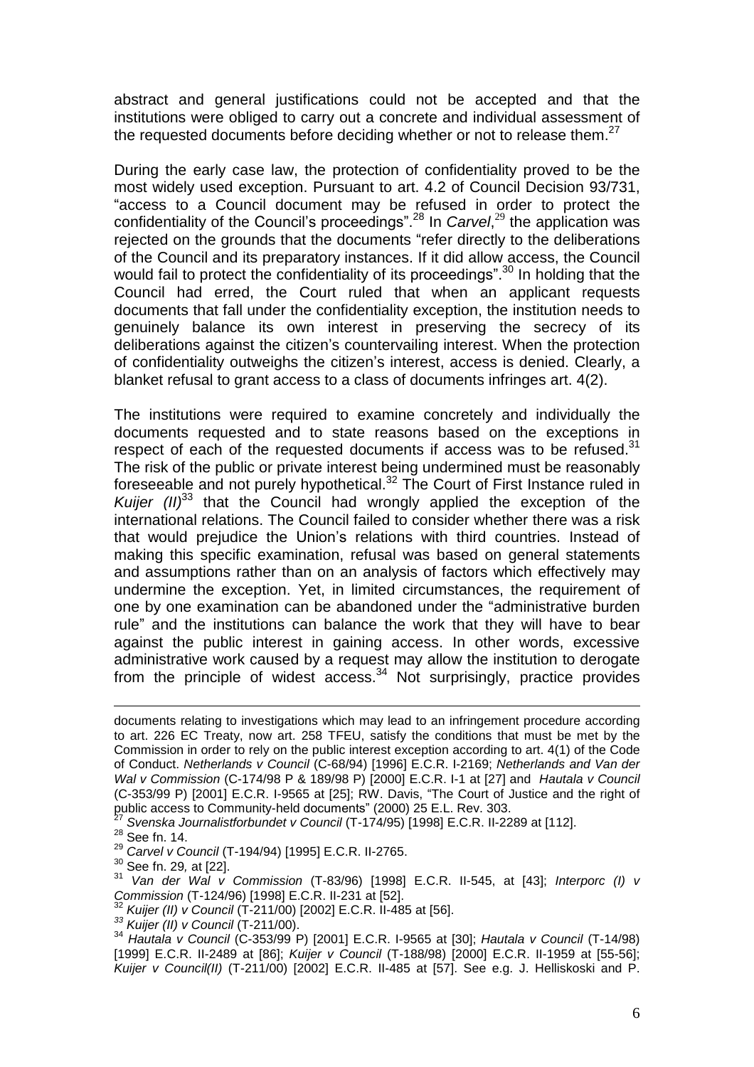abstract and general justifications could not be accepted and that the institutions were obliged to carry out a concrete and individual assessment of the requested documents before deciding whether or not to release them.[27]

During the early case law, the protection of confidentiality proved to be the most widely used exception. Pursuant to art. 4.2 of Council Decision 93/731, "access to a Council document may be refused in order to protect the confidentiality of the Council's proceedings".[28] In *Carvel*,[29] the application was rejected on the grounds that the documents "refer directly to the deliberations of the Council and its preparatory instances. If it did allow access, the Council would fail to protect the confidentiality of its proceedings".[30] In holding that the Council had erred, the Court ruled that when an applicant requests documents that fall under the confidentiality exception, the institution needs to genuinely balance its own interest in preserving the secrecy of its deliberations against the citizen's countervailing interest. When the protection of confidentiality outweighs the citizen's interest, access is denied. Clearly, a blanket refusal to grant access to a class of documents infringes art. 4(2).

The institutions were required to examine concretely and individually the documents requested and to state reasons based on the exceptions in respect of each of the requested documents if access was to be refused.[31] The risk of the public or private interest being undermined must be reasonably foreseeable and not purely hypothetical.[32] The Court of First Instance ruled in *Kuijer (II)*[33] that the Council had wrongly applied the exception of the international relations. The Council failed to consider whether there was a risk that would prejudice the Union's relations with third countries. Instead of making this specific examination, refusal was based on general statements and assumptions rather than on an analysis of factors which effectively may undermine the exception. Yet, in limited circumstances, the requirement of one by one examination can be abandoned under the "administrative burden rule" and the institutions can balance the work that they will have to bear against the public interest in gaining access. In other words, excessive administrative work caused by a request may allow the institution to derogate from the principle of widest access.[34] Not surprisingly, practice provides

---

documents relating to investigations which may lead to an infringement procedure according to art. 226 EC Treaty, now art. 258 TFEU, satisfy the conditions that must be met by the Commission in order to rely on the public interest exception according to art. 4(1) of the Code of Conduct. *Netherlands v Council* (C-68/94) [1996] E.C.R. I-2169; *Netherlands and Van der Wal v Commission* (C-174/98 P & 189/98 P) [2000] E.C.R. I-1 at [27] and *Hautala v Council* (C-353/99 P) [2001] E.C.R. I-9565 at [25]; RW. Davis, "The Court of Justice and the right of public access to Community-held documents" (2000) 25 E.L. Rev. 303.

[27] *Svenska Journalistforbundet v Council* (T-174/95) [1998] E.C.R. II-2289 at [112].

[28] See fn. 14.

[29] *Carvel v Council* (T-194/94) [1995] E.C.R. II-2765.

[30] See fn. 29, at [22].

[31] *Van der Wal v Commission* (T-83/96) [1998] E.C.R. II-545, at [43]; *Interporc (I) v Commission* (T-124/96) [1998] E.C.R. II-231 at [52].

[32] *Kuijer (II) v Council* (T-211/00) [2002] E.C.R. II-485 at [56].

[33] *Kuijer (II) v Council* (T-211/00).

[34] *Hautala v Council* (C-353/99 P) [2001] E.C.R. I-9565 at [30]; *Hautala v Council* (T-14/98) [1999] E.C.R. II-2489 at [86]; *Kuijer v Council* (T-188/98) [2000] E.C.R. II-1959 at [55-56]; *Kuijer v Council(II)* (T-211/00) [2002] E.C.R. II-485 at [57]. See e.g. J. Helliskoski and P.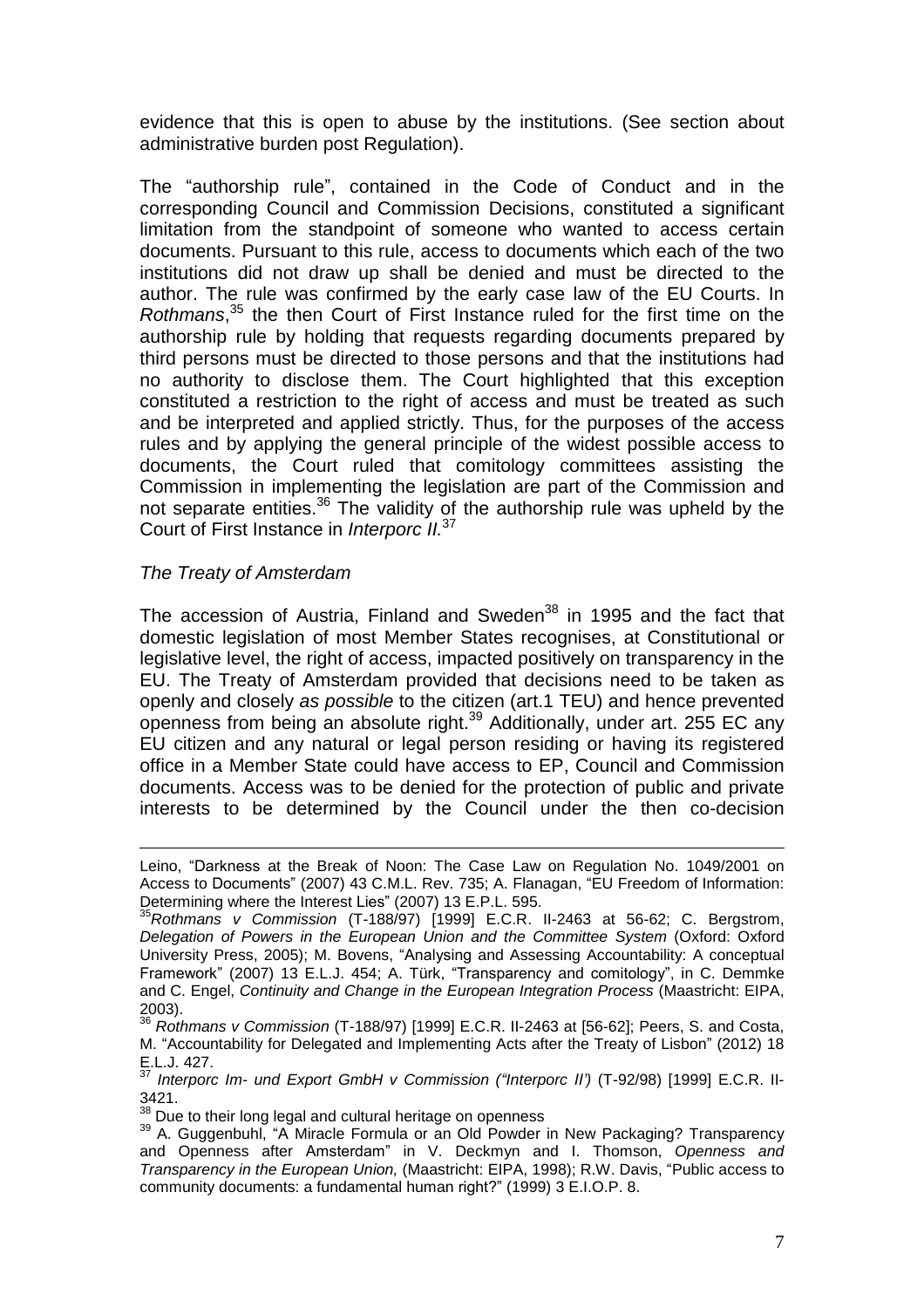evidence that this is open to abuse by the institutions. (See section about administrative burden post Regulation).

The "authorship rule", contained in the Code of Conduct and in the corresponding Council and Commission Decisions, constituted a significant limitation from the standpoint of someone who wanted to access certain documents. Pursuant to this rule, access to documents which each of the two institutions did not draw up shall be denied and must be directed to the author. The rule was confirmed by the early case law of the EU Courts. In *Rothmans*,[35] the then Court of First Instance ruled for the first time on the authorship rule by holding that requests regarding documents prepared by third persons must be directed to those persons and that the institutions had no authority to disclose them. The Court highlighted that this exception constituted a restriction to the right of access and must be treated as such and be interpreted and applied strictly. Thus, for the purposes of the access rules and by applying the general principle of the widest possible access to documents, the Court ruled that comitology committees assisting the Commission in implementing the legislation are part of the Commission and not separate entities.[36] The validity of the authorship rule was upheld by the Court of First Instance in *Interporc II.*[37]

*The Treaty of Amsterdam*

The accession of Austria, Finland and Sweden[38] in 1995 and the fact that domestic legislation of most Member States recognises, at Constitutional or legislative level, the right of access, impacted positively on transparency in the EU. The Treaty of Amsterdam provided that decisions need to be taken as openly and closely *as possible* to the citizen (art.1 TEU) and hence prevented openness from being an absolute right.[39] Additionally, under art. 255 EC any EU citizen and any natural or legal person residing or having its registered office in a Member State could have access to EP, Council and Commission documents. Access was to be denied for the protection of public and private interests to be determined by the Council under the then co-decision

---

Leino, "Darkness at the Break of Noon: The Case Law on Regulation No. 1049/2001 on Access to Documents" (2007) 43 C.M.L. Rev. 735; A. Flanagan, "EU Freedom of Information: Determining where the Interest Lies" (2007) 13 E.P.L. 595.

[35] *Rothmans v Commission* (T-188/97) [1999] E.C.R. II-2463 at 56-62; C. Bergstrom, *Delegation of Powers in the European Union and the Committee System* (Oxford: Oxford University Press, 2005); M. Bovens, "Analysing and Assessing Accountability: A conceptual Framework" (2007) 13 E.L.J. 454; A. Türk, "Transparency and comitology", in C. Demmke and C. Engel, *Continuity and Change in the European Integration Process* (Maastricht: EIPA, 2003).

[36] *Rothmans v Commission* (T-188/97) [1999] E.C.R. II-2463 at [56-62]; Peers, S. and Costa, M. "Accountability for Delegated and Implementing Acts after the Treaty of Lisbon" (2012) 18 E.L.J. 427.

[37] *Interporc Im- und Export GmbH v Commission ("Interporc II')* (T-92/98) [1999] E.C.R. II-3421.

[38] Due to their long legal and cultural heritage on openness

[39] A. Guggenbuhl, "A Miracle Formula or an Old Powder in New Packaging? Transparency and Openness after Amsterdam" in V. Deckmyn and I. Thomson, *Openness and Transparency in the European Union,* (Maastricht: EIPA, 1998); R.W. Davis, "Public access to community documents: a fundamental human right?" (1999) 3 E.I.O.P. 8.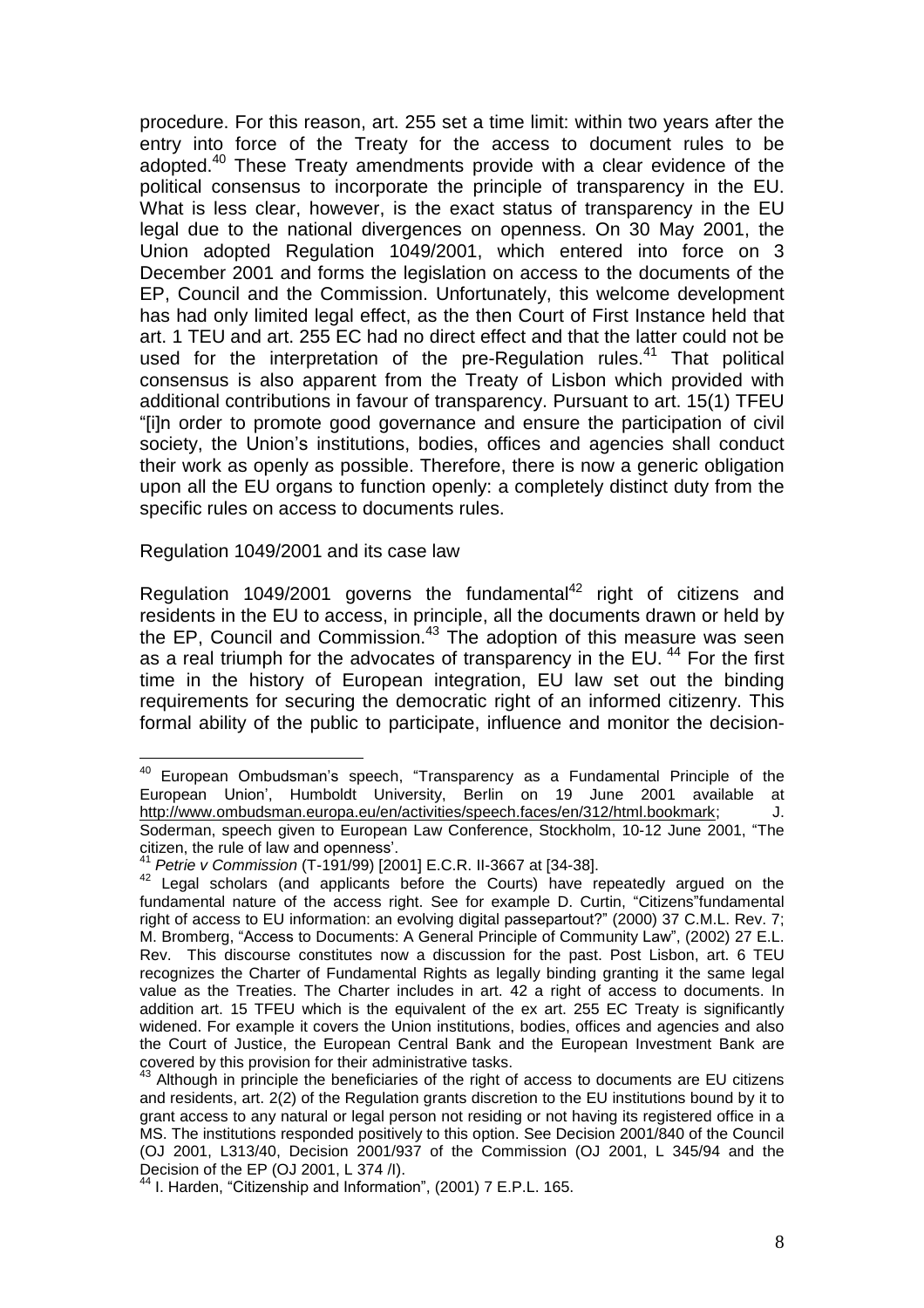procedure. For this reason, art. 255 set a time limit: within two years after the entry into force of the Treaty for the access to document rules to be adopted.[40] These Treaty amendments provide with a clear evidence of the political consensus to incorporate the principle of transparency in the EU. What is less clear, however, is the exact status of transparency in the EU legal due to the national divergences on openness. On 30 May 2001, the Union adopted Regulation 1049/2001, which entered into force on 3 December 2001 and forms the legislation on access to the documents of the EP, Council and the Commission. Unfortunately, this welcome development has had only limited legal effect, as the then Court of First Instance held that art. 1 TEU and art. 255 EC had no direct effect and that the latter could not be used for the interpretation of the pre-Regulation rules.[41] That political consensus is also apparent from the Treaty of Lisbon which provided with additional contributions in favour of transparency. Pursuant to art. 15(1) TFEU "[i]n order to promote good governance and ensure the participation of civil society, the Union's institutions, bodies, offices and agencies shall conduct their work as openly as possible. Therefore, there is now a generic obligation upon all the EU organs to function openly: a completely distinct duty from the specific rules on access to documents rules.

Regulation 1049/2001 and its case law

Regulation 1049/2001 governs the fundamental[42] right of citizens and residents in the EU to access, in principle, all the documents drawn or held by the EP, Council and Commission.[43] The adoption of this measure was seen as a real triumph for the advocates of transparency in the EU.[44] For the first time in the history of European integration, EU law set out the binding requirements for securing the democratic right of an informed citizenry. This formal ability of the public to participate, influence and monitor the decision-

---

[40] European Ombudsman's speech, "Transparency as a Fundamental Principle of the European Union', Humboldt University, Berlin on 19 June 2001 available at http://www.ombudsman.europa.eu/en/activities/speech.faces/en/312/html.bookmark; J. Soderman, speech given to European Law Conference, Stockholm, 10-12 June 2001, "The citizen, the rule of law and openness'.

[41] *Petrie v Commission* (T-191/99) [2001] E.C.R. II-3667 at [34-38].

[42] Legal scholars (and applicants before the Courts) have repeatedly argued on the fundamental nature of the access right. See for example D. Curtin, "Citizens"fundamental right of access to EU information: an evolving digital passepartout?" (2000) 37 C.M.L. Rev. 7; M. Bromberg, "Access to Documents: A General Principle of Community Law", (2002) 27 E.L. Rev. This discourse constitutes now a discussion for the past. Post Lisbon, art. 6 TEU recognizes the Charter of Fundamental Rights as legally binding granting it the same legal value as the Treaties. The Charter includes in art. 42 a right of access to documents. In addition art. 15 TFEU which is the equivalent of the ex art. 255 EC Treaty is significantly widened. For example it covers the Union institutions, bodies, offices and agencies and also the Court of Justice, the European Central Bank and the European Investment Bank are covered by this provision for their administrative tasks.

[43] Although in principle the beneficiaries of the right of access to documents are EU citizens and residents, art. 2(2) of the Regulation grants discretion to the EU institutions bound by it to grant access to any natural or legal person not residing or not having its registered office in a MS. The institutions responded positively to this option. See Decision 2001/840 of the Council (OJ 2001, L313/40, Decision 2001/937 of the Commission (OJ 2001, L 345/94 and the Decision of the EP (OJ 2001, L 374 /I).

[44] I. Harden, "Citizenship and Information", (2001) 7 E.P.L. 165.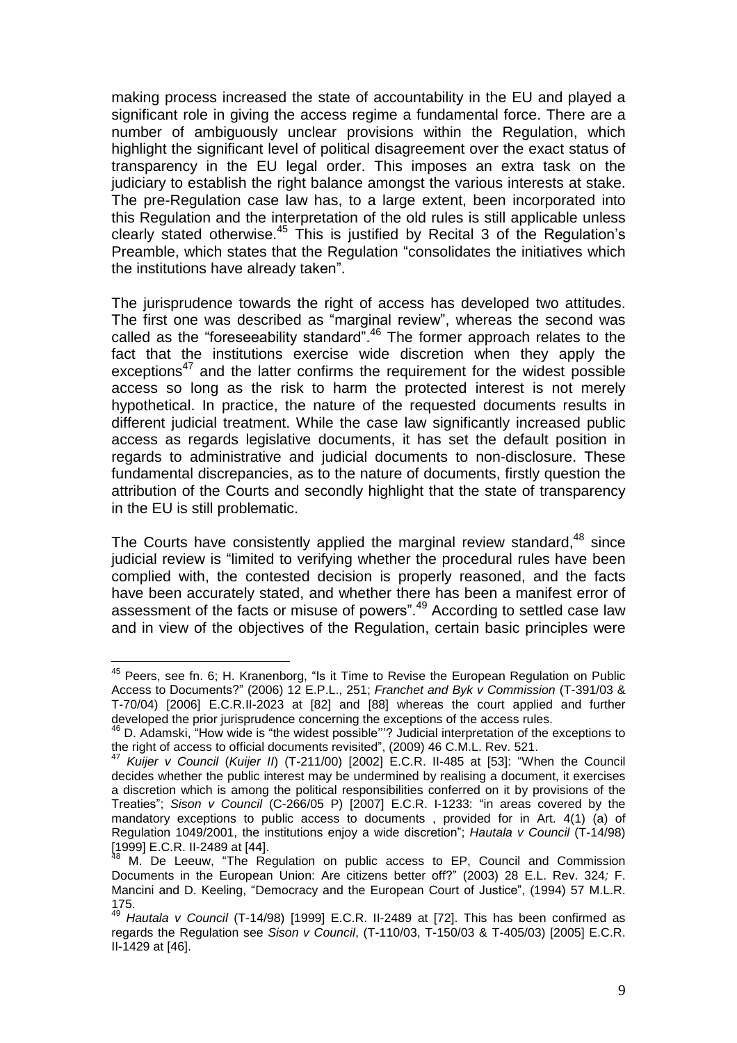making process increased the state of accountability in the EU and played a significant role in giving the access regime a fundamental force. There are a number of ambiguously unclear provisions within the Regulation, which highlight the significant level of political disagreement over the exact status of transparency in the EU legal order. This imposes an extra task on the judiciary to establish the right balance amongst the various interests at stake. The pre-Regulation case law has, to a large extent, been incorporated into this Regulation and the interpretation of the old rules is still applicable unless clearly stated otherwise.[45] This is justified by Recital 3 of the Regulation's Preamble, which states that the Regulation "consolidates the initiatives which the institutions have already taken".

The jurisprudence towards the right of access has developed two attitudes. The first one was described as "marginal review", whereas the second was called as the "foreseeability standard".[46] The former approach relates to the fact that the institutions exercise wide discretion when they apply the exceptions[47] and the latter confirms the requirement for the widest possible access so long as the risk to harm the protected interest is not merely hypothetical. In practice, the nature of the requested documents results in different judicial treatment. While the case law significantly increased public access as regards legislative documents, it has set the default position in regards to administrative and judicial documents to non-disclosure. These fundamental discrepancies, as to the nature of documents, firstly question the attribution of the Courts and secondly highlight that the state of transparency in the EU is still problematic.

The Courts have consistently applied the marginal review standard,[48] since judicial review is "limited to verifying whether the procedural rules have been complied with, the contested decision is properly reasoned, and the facts have been accurately stated, and whether there has been a manifest error of assessment of the facts or misuse of powers".[49] According to settled case law and in view of the objectives of the Regulation, certain basic principles were

---

[45] Peers, see fn. 6; H. Kranenborg, "Is it Time to Revise the European Regulation on Public Access to Documents?" (2006) 12 E.P.L., 251; *Franchet and Byk v Commission* (T-391/03 & T-70/04) [2006] E.C.R.II-2023 at [82] and [88] whereas the court applied and further developed the prior jurisprudence concerning the exceptions of the access rules.

[46] D. Adamski, "How wide is "the widest possible"'? Judicial interpretation of the exceptions to the right of access to official documents revisited", (2009) 46 C.M.L. Rev. 521.

[47] *Kuijer v Council* (*Kuijer II*) (T-211/00) [2002] E.C.R. II-485 at [53]: "When the Council decides whether the public interest may be undermined by realising a document, it exercises a discretion which is among the political responsibilities conferred on it by provisions of the Treaties"; *Sison v Council* (C-266/05 P) [2007] E.C.R. I-1233: "in areas covered by the mandatory exceptions to public access to documents , provided for in Art. 4(1) (a) of Regulation 1049/2001, the institutions enjoy a wide discretion"; *Hautala v Council* (T-14/98) [1999] E.C.R. II-2489 at [44].

[48] M. De Leeuw, "The Regulation on public access to EP, Council and Commission Documents in the European Union: Are citizens better off?" (2003) 28 E.L. Rev. 324*;* F. Mancini and D. Keeling, "Democracy and the European Court of Justice", (1994) 57 M.L.R. 175.

[49] *Hautala v Council* (T-14/98) [1999] E.C.R. II-2489 at [72]. This has been confirmed as regards the Regulation see *Sison v Council*, (T-110/03, T-150/03 & T-405/03) [2005] E.C.R. II-1429 at [46].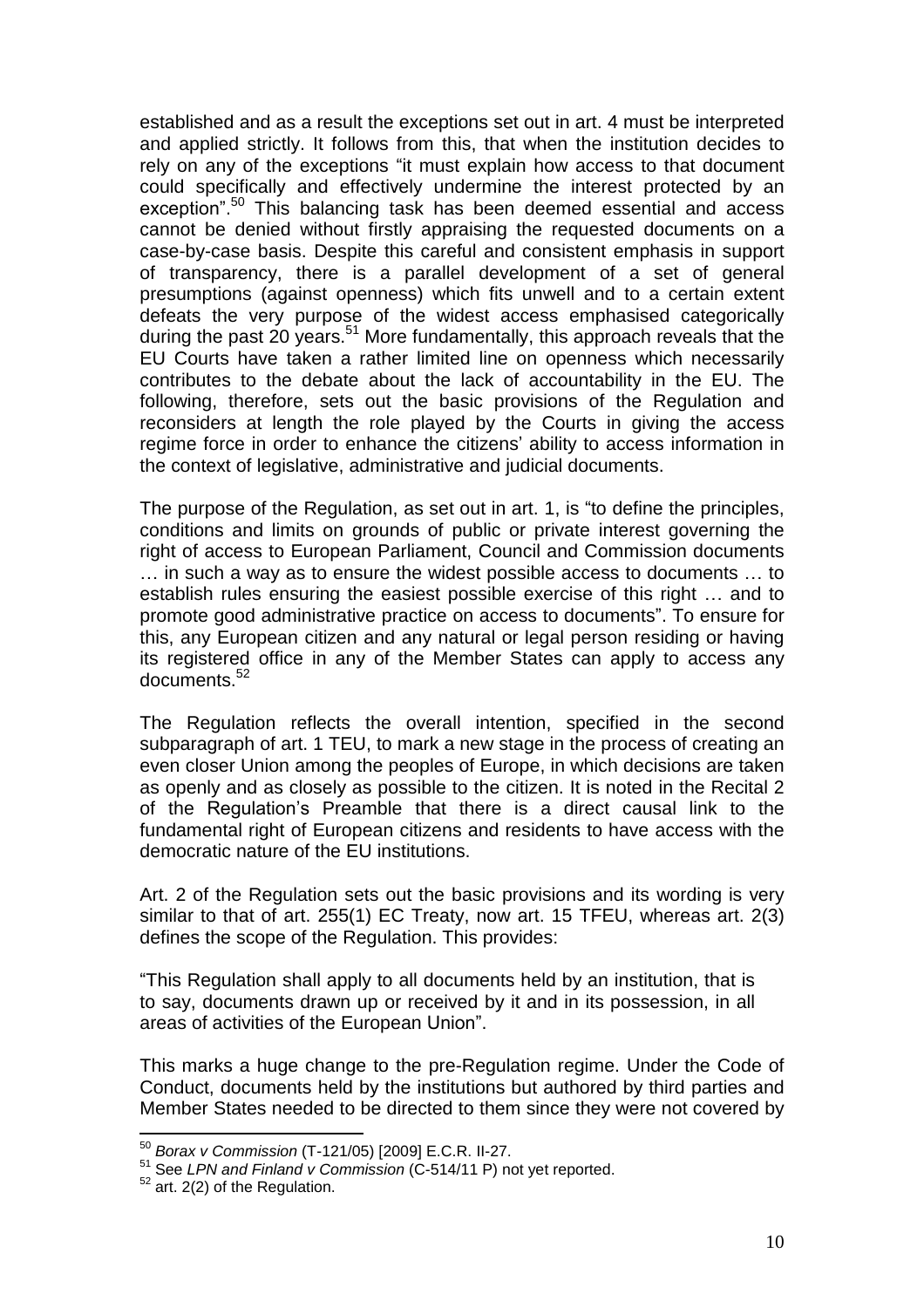established and as a result the exceptions set out in art. 4 must be interpreted and applied strictly. It follows from this, that when the institution decides to rely on any of the exceptions "it must explain how access to that document could specifically and effectively undermine the interest protected by an exception".[50] This balancing task has been deemed essential and access cannot be denied without firstly appraising the requested documents on a case-by-case basis. Despite this careful and consistent emphasis in support of transparency, there is a parallel development of a set of general presumptions (against openness) which fits unwell and to a certain extent defeats the very purpose of the widest access emphasised categorically during the past 20 years.[51] More fundamentally, this approach reveals that the EU Courts have taken a rather limited line on openness which necessarily contributes to the debate about the lack of accountability in the EU. The following, therefore, sets out the basic provisions of the Regulation and reconsiders at length the role played by the Courts in giving the access regime force in order to enhance the citizens' ability to access information in the context of legislative, administrative and judicial documents.

The purpose of the Regulation, as set out in art. 1, is "to define the principles, conditions and limits on grounds of public or private interest governing the right of access to European Parliament, Council and Commission documents … in such a way as to ensure the widest possible access to documents … to establish rules ensuring the easiest possible exercise of this right … and to promote good administrative practice on access to documents". To ensure for this, any European citizen and any natural or legal person residing or having its registered office in any of the Member States can apply to access any documents.[52]

The Regulation reflects the overall intention, specified in the second subparagraph of art. 1 TEU, to mark a new stage in the process of creating an even closer Union among the peoples of Europe, in which decisions are taken as openly and as closely as possible to the citizen. It is noted in the Recital 2 of the Regulation's Preamble that there is a direct causal link to the fundamental right of European citizens and residents to have access with the democratic nature of the EU institutions.

Art. 2 of the Regulation sets out the basic provisions and its wording is very similar to that of art. 255(1) EC Treaty, now art. 15 TFEU, whereas art. 2(3) defines the scope of the Regulation. This provides:

"This Regulation shall apply to all documents held by an institution, that is to say, documents drawn up or received by it and in its possession, in all areas of activities of the European Union".

This marks a huge change to the pre-Regulation regime. Under the Code of Conduct, documents held by the institutions but authored by third parties and Member States needed to be directed to them since they were not covered by

---

[50] *Borax v Commission* (T-121/05) [2009] E.C.R. II-27.

[51] See *LPN and Finland v Commission* (C-514/11 P) not yet reported.

[52] art. 2(2) of the Regulation.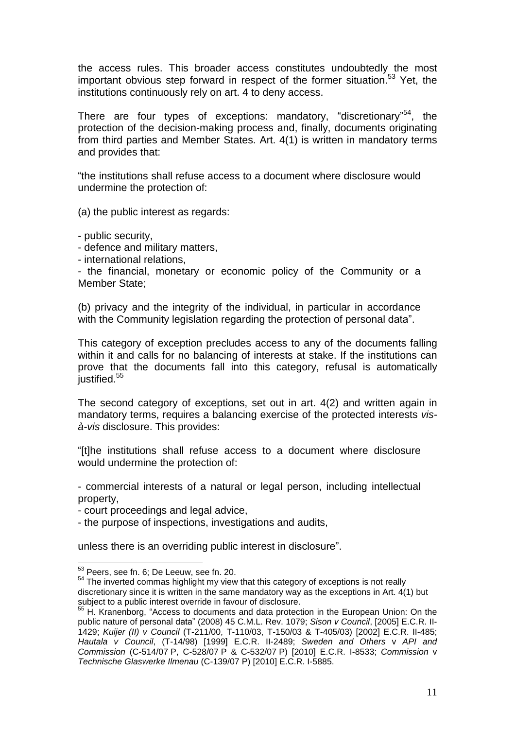the access rules. This broader access constitutes undoubtedly the most important obvious step forward in respect of the former situation.[53] Yet, the institutions continuously rely on art. 4 to deny access.

There are four types of exceptions: mandatory, "discretionary"[54], the protection of the decision-making process and, finally, documents originating from third parties and Member States. Art. 4(1) is written in mandatory terms and provides that:

"the institutions shall refuse access to a document where disclosure would undermine the protection of:

(a) the public interest as regards:

- public security,
- defence and military matters,
- international relations,
- the financial, monetary or economic policy of the Community or a Member State;

(b) privacy and the integrity of the individual, in particular in accordance with the Community legislation regarding the protection of personal data".

This category of exception precludes access to any of the documents falling within it and calls for no balancing of interests at stake. If the institutions can prove that the documents fall into this category, refusal is automatically justified.[55]

The second category of exceptions, set out in art. 4(2) and written again in mandatory terms, requires a balancing exercise of the protected interests *vis-à-vis* disclosure. This provides:

"[t]he institutions shall refuse access to a document where disclosure would undermine the protection of:

- commercial interests of a natural or legal person, including intellectual property,
- court proceedings and legal advice,
- the purpose of inspections, investigations and audits,

unless there is an overriding public interest in disclosure".

---

[53] Peers, see fn. 6; De Leeuw, see fn. 20.

[54] The inverted commas highlight my view that this category of exceptions is not really discretionary since it is written in the same mandatory way as the exceptions in Art. 4(1) but subject to a public interest override in favour of disclosure.

[55] H. Kranenborg, "Access to documents and data protection in the European Union: On the public nature of personal data" (2008) 45 C.M.L. Rev. 1079; *Sison v Council*, [2005] E.C.R. II-1429; *Kuijer (II) v Council* (T-211/00, T-110/03, T-150/03 & T-405/03) [2002] E.C.R. II-485; *Hautala v Council*, (T-14/98) [1999] E.C.R. II-2489; *Sweden and Others* v *API and Commission* (C-514/07 P, C-528/07 P & C-532/07 P) [2010] E.C.R. I-8533; *Commission* v *Technische Glaswerke Ilmenau* (C-139/07 P) [2010] E.C.R. I-5885.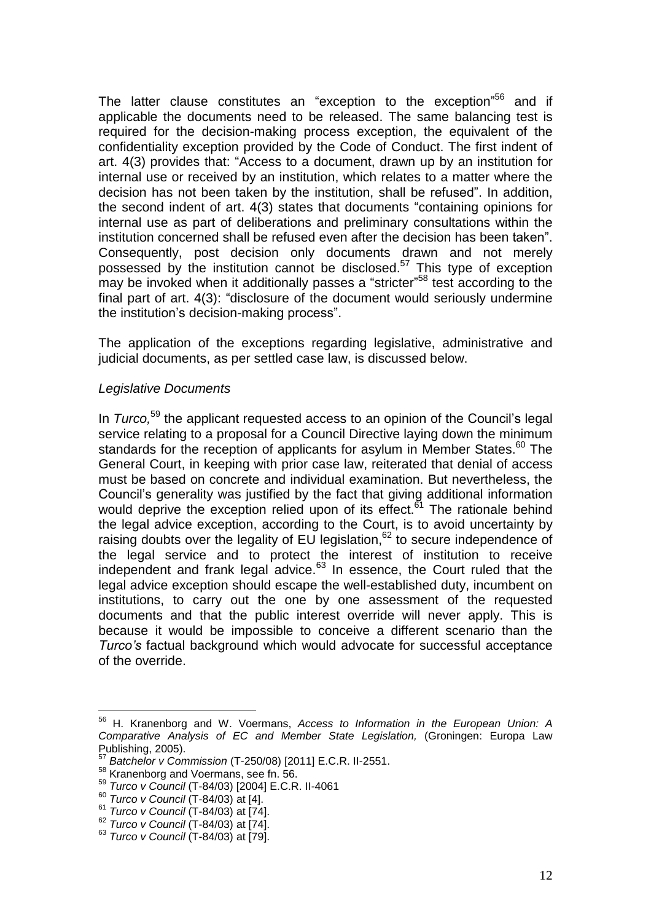The latter clause constitutes an "exception to the exception"[56] and if applicable the documents need to be released. The same balancing test is required for the decision-making process exception, the equivalent of the confidentiality exception provided by the Code of Conduct. The first indent of art. 4(3) provides that: "Access to a document, drawn up by an institution for internal use or received by an institution, which relates to a matter where the decision has not been taken by the institution, shall be refused". In addition, the second indent of art. 4(3) states that documents "containing opinions for internal use as part of deliberations and preliminary consultations within the institution concerned shall be refused even after the decision has been taken". Consequently, post decision only documents drawn and not merely possessed by the institution cannot be disclosed.[57] This type of exception may be invoked when it additionally passes a "stricter"[58] test according to the final part of art. 4(3): "disclosure of the document would seriously undermine the institution's decision-making process".

The application of the exceptions regarding legislative, administrative and judicial documents, as per settled case law, is discussed below.

*Legislative Documents*

In *Turco,*[59] the applicant requested access to an opinion of the Council's legal service relating to a proposal for a Council Directive laying down the minimum standards for the reception of applicants for asylum in Member States.[60] The General Court, in keeping with prior case law, reiterated that denial of access must be based on concrete and individual examination. But nevertheless, the Council's generality was justified by the fact that giving additional information would deprive the exception relied upon of its effect.[61] The rationale behind the legal advice exception, according to the Court, is to avoid uncertainty by raising doubts over the legality of EU legislation,[62] to secure independence of the legal service and to protect the interest of institution to receive independent and frank legal advice.[63] In essence, the Court ruled that the legal advice exception should escape the well-established duty, incumbent on institutions, to carry out the one by one assessment of the requested documents and that the public interest override will never apply. This is because it would be impossible to conceive a different scenario than the *Turco's* factual background which would advocate for successful acceptance of the override.

---

[56] H. Kranenborg and W. Voermans, *Access to Information in the European Union: A Comparative Analysis of EC and Member State Legislation,* (Groningen: Europa Law Publishing, 2005).

[57] *Batchelor v Commission* (T-250/08) [2011] E.C.R. II-2551.

[58] Kranenborg and Voermans, see fn. 56.

[59] *Turco v Council* (T-84/03) [2004] E.C.R. II-4061

[60] *Turco v Council* (T-84/03) at [4].

[61] *Turco v Council* (T-84/03) at [74].

[62] *Turco v Council* (T-84/03) at [74].

[63] *Turco v Council* (T-84/03) at [79].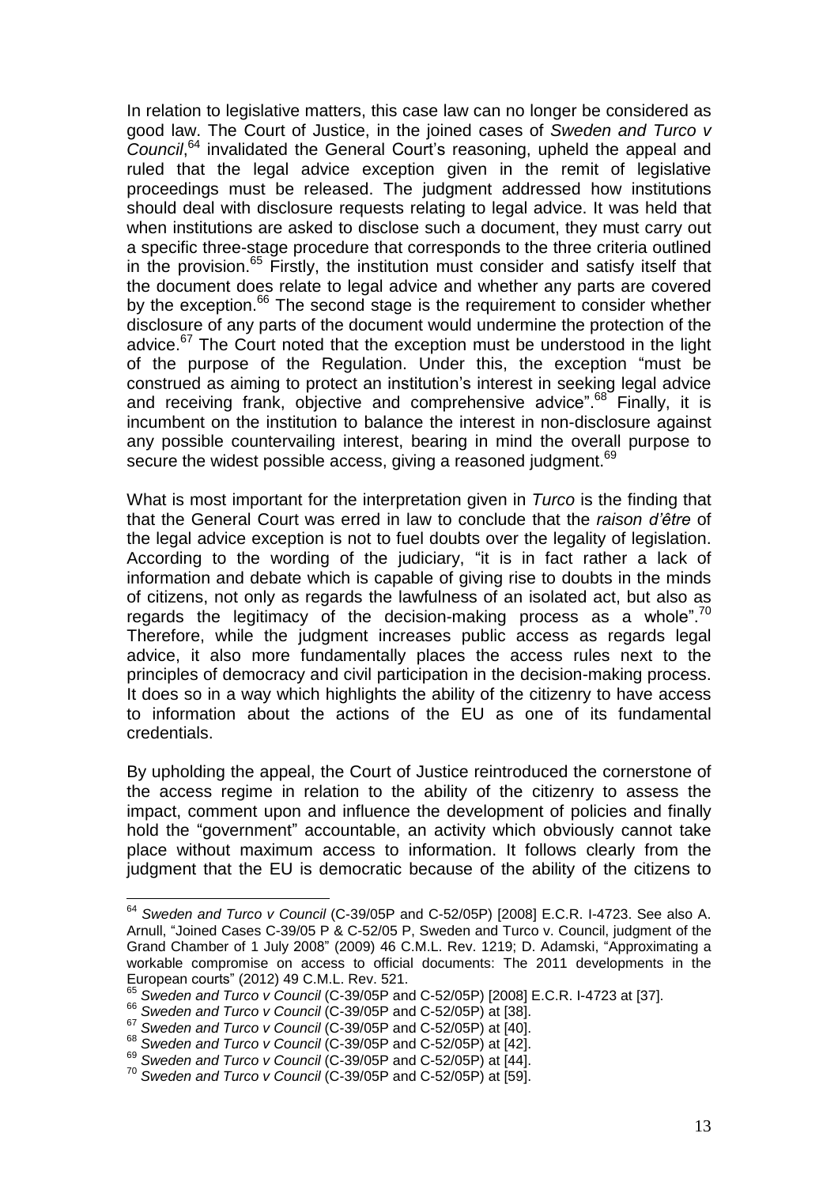In relation to legislative matters, this case law can no longer be considered as good law. The Court of Justice, in the joined cases of *Sweden and Turco v Council*,[64] invalidated the General Court's reasoning, upheld the appeal and ruled that the legal advice exception given in the remit of legislative proceedings must be released. The judgment addressed how institutions should deal with disclosure requests relating to legal advice. It was held that when institutions are asked to disclose such a document, they must carry out a specific three-stage procedure that corresponds to the three criteria outlined in the provision.[65] Firstly, the institution must consider and satisfy itself that the document does relate to legal advice and whether any parts are covered by the exception.[66] The second stage is the requirement to consider whether disclosure of any parts of the document would undermine the protection of the advice.[67] The Court noted that the exception must be understood in the light of the purpose of the Regulation. Under this, the exception "must be construed as aiming to protect an institution's interest in seeking legal advice and receiving frank, objective and comprehensive advice".[68] Finally, it is incumbent on the institution to balance the interest in non-disclosure against any possible countervailing interest, bearing in mind the overall purpose to secure the widest possible access, giving a reasoned judgment.[69]

What is most important for the interpretation given in *Turco* is the finding that that the General Court was erred in law to conclude that the *raison d'être* of the legal advice exception is not to fuel doubts over the legality of legislation. According to the wording of the judiciary, "it is in fact rather a lack of information and debate which is capable of giving rise to doubts in the minds of citizens, not only as regards the lawfulness of an isolated act, but also as regards the legitimacy of the decision-making process as a whole".[70] Therefore, while the judgment increases public access as regards legal advice, it also more fundamentally places the access rules next to the principles of democracy and civil participation in the decision-making process. It does so in a way which highlights the ability of the citizenry to have access to information about the actions of the EU as one of its fundamental credentials.

By upholding the appeal, the Court of Justice reintroduced the cornerstone of the access regime in relation to the ability of the citizenry to assess the impact, comment upon and influence the development of policies and finally hold the "government" accountable, an activity which obviously cannot take place without maximum access to information. It follows clearly from the judgment that the EU is democratic because of the ability of the citizens to

---

[64] *Sweden and Turco v Council* (C-39/05P and C-52/05P) [2008] E.C.R. I-4723. See also A. Arnull, "Joined Cases C-39/05 P & C-52/05 P, Sweden and Turco v. Council, judgment of the Grand Chamber of 1 July 2008" (2009) 46 C.M.L. Rev. 1219; D. Adamski, "Approximating a workable compromise on access to official documents: The 2011 developments in the European courts" (2012) 49 C.M.L. Rev. 521.

[65] *Sweden and Turco v Council* (C-39/05P and C-52/05P) [2008] E.C.R. I-4723 at [37].

[66] *Sweden and Turco v Council* (C-39/05P and C-52/05P) at [38].

[67] *Sweden and Turco v Council* (C-39/05P and C-52/05P) at [40].

[68] *Sweden and Turco v Council* (C-39/05P and C-52/05P) at [42].

[69] *Sweden and Turco v Council* (C-39/05P and C-52/05P) at [44].

[70] *Sweden and Turco v Council* (C-39/05P and C-52/05P) at [59].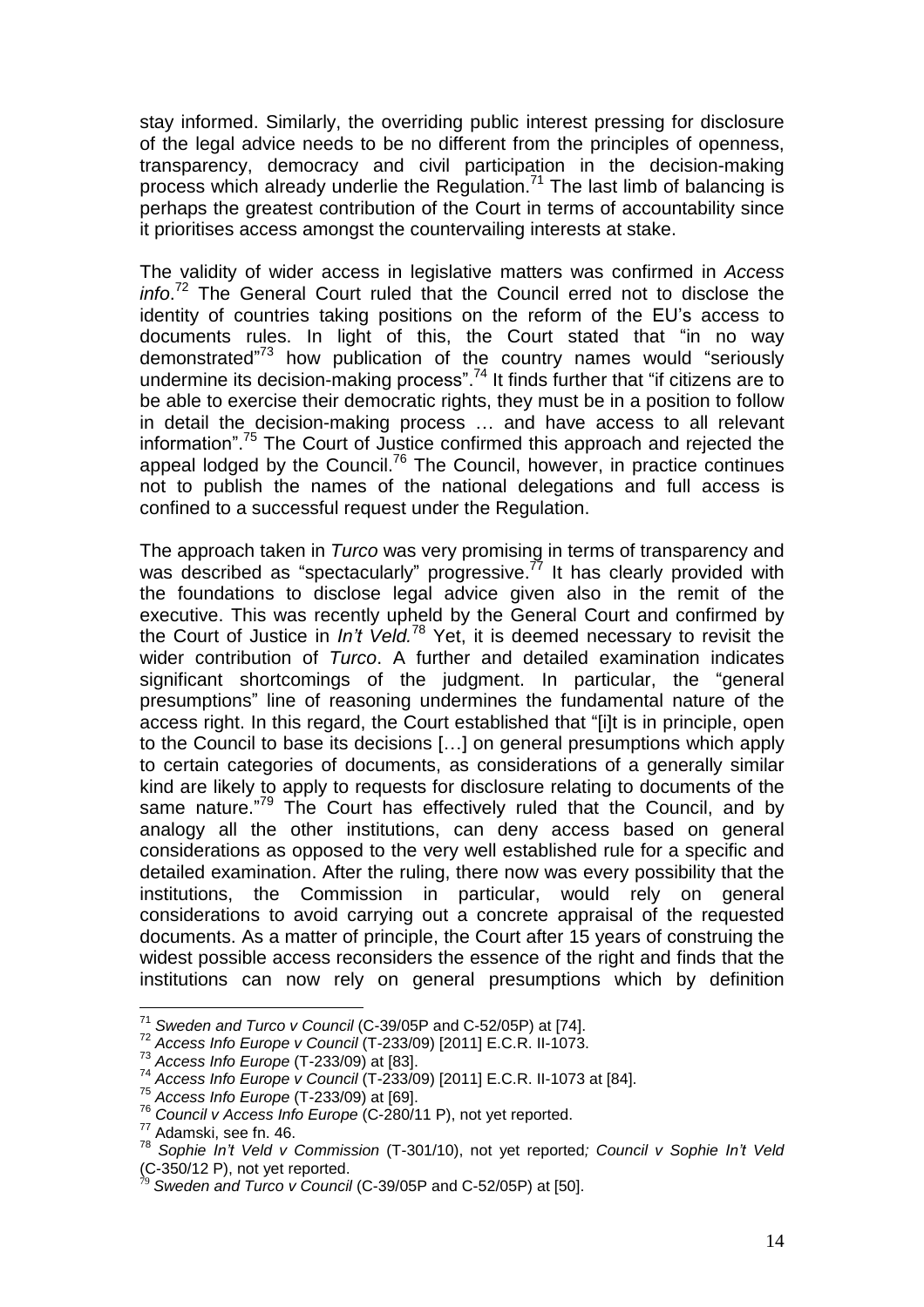stay informed. Similarly, the overriding public interest pressing for disclosure of the legal advice needs to be no different from the principles of openness, transparency, democracy and civil participation in the decision-making process which already underlie the Regulation.[71] The last limb of balancing is perhaps the greatest contribution of the Court in terms of accountability since it prioritises access amongst the countervailing interests at stake.

The validity of wider access in legislative matters was confirmed in *Access info*.[72] The General Court ruled that the Council erred not to disclose the identity of countries taking positions on the reform of the EU's access to documents rules. In light of this, the Court stated that "in no way demonstrated"[73] how publication of the country names would "seriously undermine its decision-making process".[74] It finds further that "if citizens are to be able to exercise their democratic rights, they must be in a position to follow in detail the decision-making process … and have access to all relevant information".[75] The Court of Justice confirmed this approach and rejected the appeal lodged by the Council.[76] The Council, however, in practice continues not to publish the names of the national delegations and full access is confined to a successful request under the Regulation.

The approach taken in *Turco* was very promising in terms of transparency and was described as "spectacularly" progressive.[77] It has clearly provided with the foundations to disclose legal advice given also in the remit of the executive. This was recently upheld by the General Court and confirmed by the Court of Justice in *In't Veld.*[78] Yet, it is deemed necessary to revisit the wider contribution of *Turco*. A further and detailed examination indicates significant shortcomings of the judgment. In particular, the "general presumptions" line of reasoning undermines the fundamental nature of the access right. In this regard, the Court established that "[i]t is in principle, open to the Council to base its decisions […] on general presumptions which apply to certain categories of documents, as considerations of a generally similar kind are likely to apply to requests for disclosure relating to documents of the same nature."[79] The Court has effectively ruled that the Council, and by analogy all the other institutions, can deny access based on general considerations as opposed to the very well established rule for a specific and detailed examination. After the ruling, there now was every possibility that the institutions, the Commission in particular, would rely on general considerations to avoid carrying out a concrete appraisal of the requested documents. As a matter of principle, the Court after 15 years of construing the widest possible access reconsiders the essence of the right and finds that the institutions can now rely on general presumptions which by definition

---

[71] *Sweden and Turco v Council* (C-39/05P and C-52/05P) at [74].

[72] *Access Info Europe v Council* (T-233/09) [2011] E.C.R. II-1073.

[73] *Access Info Europe* (T-233/09) at [83].

[74] *Access Info Europe v Council* (T-233/09) [2011] E.C.R. II-1073 at [84].

[75] *Access Info Europe* (T-233/09) at [69].

[76] *Council v Access Info Europe* (C-280/11 P), not yet reported.

[77] Adamski, see fn. 46.

[78] *Sophie In't Veld v Commission* (T-301/10), not yet reported*; Council v Sophie In't Veld* (C-350/12 P), not yet reported.

[79] *Sweden and Turco v Council* (C-39/05P and C-52/05P) at [50].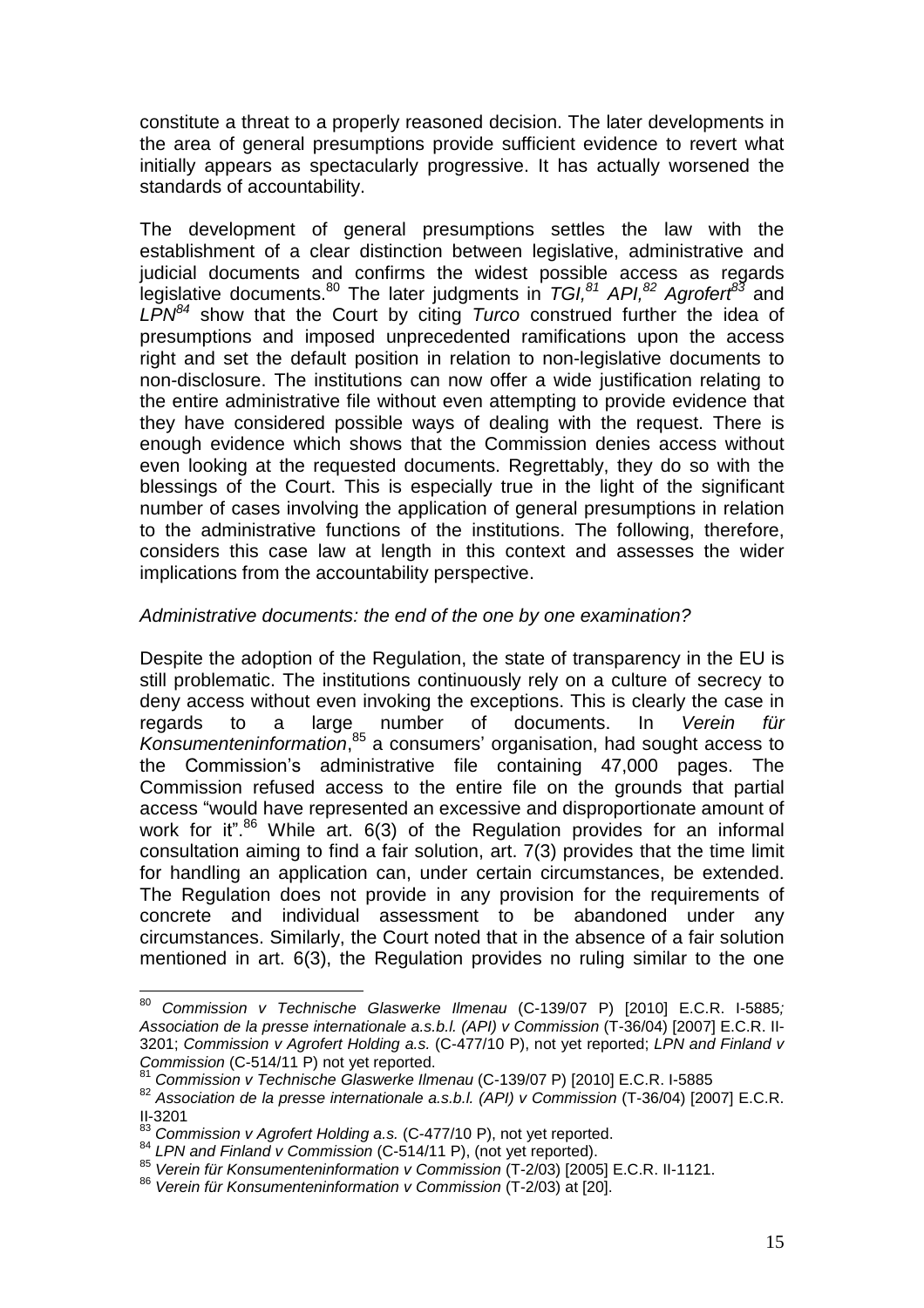constitute a threat to a properly reasoned decision. The later developments in the area of general presumptions provide sufficient evidence to revert what initially appears as spectacularly progressive. It has actually worsened the standards of accountability.

The development of general presumptions settles the law with the establishment of a clear distinction between legislative, administrative and judicial documents and confirms the widest possible access as regards legislative documents.[80] The later judgments in *TGI,*[81] *API,*[82] *Agrofert*[83] and *LPN*[84] show that the Court by citing *Turco* construed further the idea of presumptions and imposed unprecedented ramifications upon the access right and set the default position in relation to non-legislative documents to non-disclosure. The institutions can now offer a wide justification relating to the entire administrative file without even attempting to provide evidence that they have considered possible ways of dealing with the request. There is enough evidence which shows that the Commission denies access without even looking at the requested documents. Regrettably, they do so with the blessings of the Court. This is especially true in the light of the significant number of cases involving the application of general presumptions in relation to the administrative functions of the institutions. The following, therefore, considers this case law at length in this context and assesses the wider implications from the accountability perspective.

*Administrative documents: the end of the one by one examination?*

Despite the adoption of the Regulation, the state of transparency in the EU is still problematic. The institutions continuously rely on a culture of secrecy to deny access without even invoking the exceptions. This is clearly the case in regards to a large number of documents. In *Verein für Konsumenteninformation*,[85] a consumers' organisation, had sought access to the Commission's administrative file containing 47,000 pages. The Commission refused access to the entire file on the grounds that partial access "would have represented an excessive and disproportionate amount of work for it".[86] While art. 6(3) of the Regulation provides for an informal consultation aiming to find a fair solution, art. 7(3) provides that the time limit for handling an application can, under certain circumstances, be extended. The Regulation does not provide in any provision for the requirements of concrete and individual assessment to be abandoned under any circumstances. Similarly, the Court noted that in the absence of a fair solution mentioned in art. 6(3), the Regulation provides no ruling similar to the one

---

[80] *Commission v Technische Glaswerke Ilmenau* (C-139/07 P) [2010] E.C.R. I-5885*; Association de la presse internationale a.s.b.l. (API) v Commission* (T-36/04) [2007] E.C.R. II-3201; *Commission v Agrofert Holding a.s.* (C-477/10 P), not yet reported; *LPN and Finland v Commission* (C-514/11 P) not yet reported.

[81] *Commission v Technische Glaswerke Ilmenau* (C-139/07 P) [2010] E.C.R. I-5885

[82] *Association de la presse internationale a.s.b.l. (API) v Commission* (T-36/04) [2007] E.C.R. II-3201

[83] *Commission v Agrofert Holding a.s.* (C-477/10 P), not yet reported.

[84] *LPN and Finland v Commission* (C-514/11 P), (not yet reported).

[85] *Verein für Konsumenteninformation v Commission* (T-2/03) [2005] E.C.R. II-1121.

[86] *Verein für Konsumenteninformation v Commission* (T-2/03) at [20].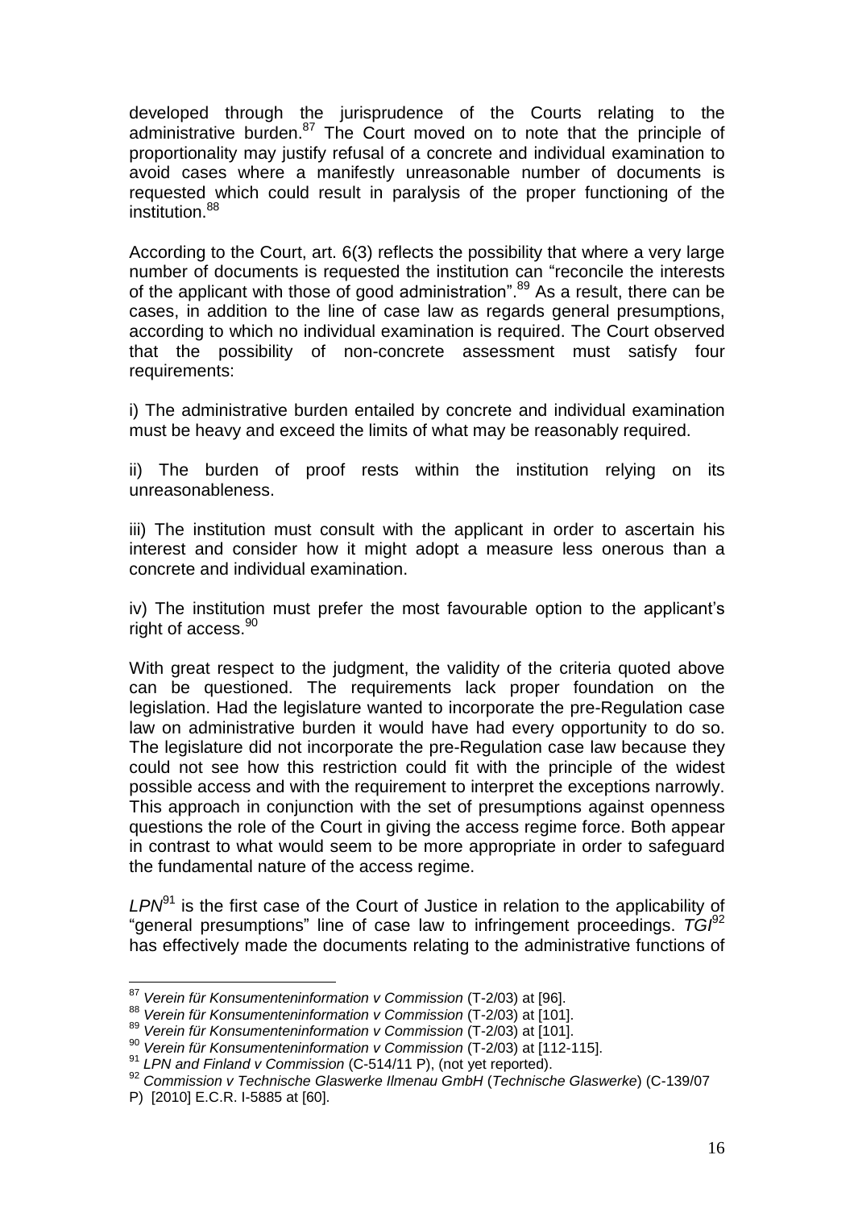developed through the jurisprudence of the Courts relating to the administrative burden.[87] The Court moved on to note that the principle of proportionality may justify refusal of a concrete and individual examination to avoid cases where a manifestly unreasonable number of documents is requested which could result in paralysis of the proper functioning of the institution.[88]

According to the Court, art. 6(3) reflects the possibility that where a very large number of documents is requested the institution can "reconcile the interests of the applicant with those of good administration".[89] As a result, there can be cases, in addition to the line of case law as regards general presumptions, according to which no individual examination is required. The Court observed that the possibility of non-concrete assessment must satisfy four requirements:

i) The administrative burden entailed by concrete and individual examination must be heavy and exceed the limits of what may be reasonably required.

ii) The burden of proof rests within the institution relying on its unreasonableness.

iii) The institution must consult with the applicant in order to ascertain his interest and consider how it might adopt a measure less onerous than a concrete and individual examination.

iv) The institution must prefer the most favourable option to the applicant's right of access.[90]

With great respect to the judgment, the validity of the criteria quoted above can be questioned. The requirements lack proper foundation on the legislation. Had the legislature wanted to incorporate the pre-Regulation case law on administrative burden it would have had every opportunity to do so. The legislature did not incorporate the pre-Regulation case law because they could not see how this restriction could fit with the principle of the widest possible access and with the requirement to interpret the exceptions narrowly. This approach in conjunction with the set of presumptions against openness questions the role of the Court in giving the access regime force. Both appear in contrast to what would seem to be more appropriate in order to safeguard the fundamental nature of the access regime.

*LPN*[91] is the first case of the Court of Justice in relation to the applicability of "general presumptions" line of case law to infringement proceedings. *TGI*[92] has effectively made the documents relating to the administrative functions of

---

[87] *Verein für Konsumenteninformation v Commission* (T-2/03) at [96].

[88] *Verein für Konsumenteninformation v Commission* (T-2/03) at [101].

[89] *Verein für Konsumenteninformation v Commission* (T-2/03) at [101].

[90] *Verein für Konsumenteninformation v Commission* (T-2/03) at [112-115].

[91] *LPN and Finland v Commission* (C-514/11 P), (not yet reported).

[92] *Commission v Technische Glaswerke Ilmenau GmbH* (*Technische Glaswerke*) (C-139/07 P) [2010] E.C.R. I-5885 at [60].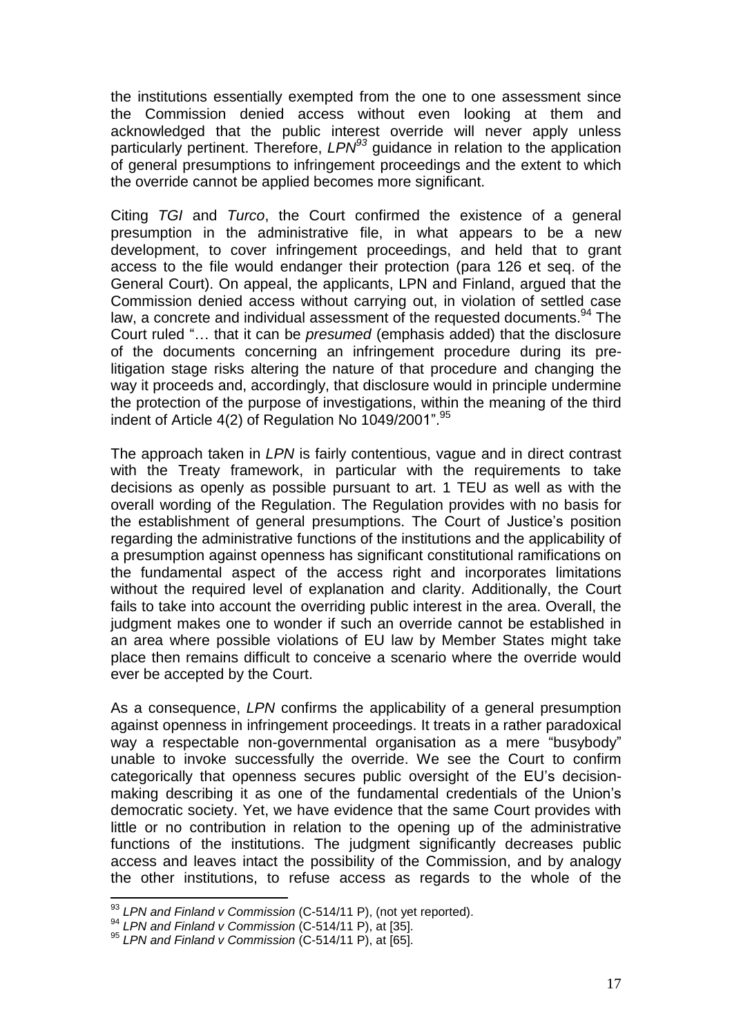the institutions essentially exempted from the one to one assessment since the Commission denied access without even looking at them and acknowledged that the public interest override will never apply unless particularly pertinent. Therefore, *LPN*[93] guidance in relation to the application of general presumptions to infringement proceedings and the extent to which the override cannot be applied becomes more significant.

Citing *TGI* and *Turco*, the Court confirmed the existence of a general presumption in the administrative file, in what appears to be a new development, to cover infringement proceedings, and held that to grant access to the file would endanger their protection (para 126 et seq. of the General Court). On appeal, the applicants, LPN and Finland, argued that the Commission denied access without carrying out, in violation of settled case law, a concrete and individual assessment of the requested documents.[94] The Court ruled "… that it can be *presumed* (emphasis added) that the disclosure of the documents concerning an infringement procedure during its pre-litigation stage risks altering the nature of that procedure and changing the way it proceeds and, accordingly, that disclosure would in principle undermine the protection of the purpose of investigations, within the meaning of the third indent of Article 4(2) of Regulation No 1049/2001".[95]

The approach taken in *LPN* is fairly contentious, vague and in direct contrast with the Treaty framework, in particular with the requirements to take decisions as openly as possible pursuant to art. 1 TEU as well as with the overall wording of the Regulation. The Regulation provides with no basis for the establishment of general presumptions. The Court of Justice's position regarding the administrative functions of the institutions and the applicability of a presumption against openness has significant constitutional ramifications on the fundamental aspect of the access right and incorporates limitations without the required level of explanation and clarity. Additionally, the Court fails to take into account the overriding public interest in the area. Overall, the judgment makes one to wonder if such an override cannot be established in an area where possible violations of EU law by Member States might take place then remains difficult to conceive a scenario where the override would ever be accepted by the Court.

As a consequence, *LPN* confirms the applicability of a general presumption against openness in infringement proceedings. It treats in a rather paradoxical way a respectable non-governmental organisation as a mere "busybody" unable to invoke successfully the override. We see the Court to confirm categorically that openness secures public oversight of the EU's decision-making describing it as one of the fundamental credentials of the Union's democratic society. Yet, we have evidence that the same Court provides with little or no contribution in relation to the opening up of the administrative functions of the institutions. The judgment significantly decreases public access and leaves intact the possibility of the Commission, and by analogy the other institutions, to refuse access as regards to the whole of the

---

[93] *LPN and Finland v Commission* (C-514/11 P), (not yet reported).

[94] *LPN and Finland v Commission* (C-514/11 P), at [35].

[95] *LPN and Finland v Commission* (C-514/11 P), at [65].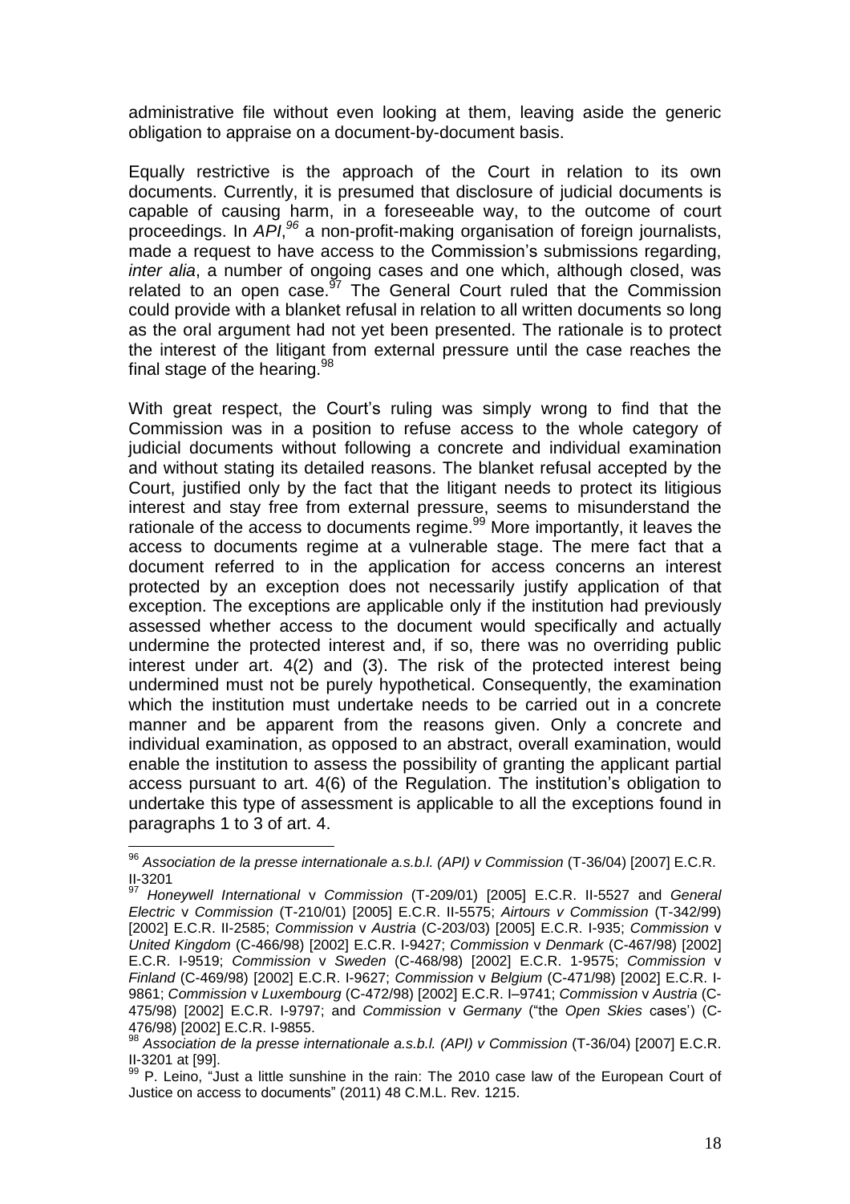administrative file without even looking at them, leaving aside the generic obligation to appraise on a document-by-document basis.

Equally restrictive is the approach of the Court in relation to its own documents. Currently, it is presumed that disclosure of judicial documents is capable of causing harm, in a foreseeable way, to the outcome of court proceedings. In *API*,[96] a non-profit-making organisation of foreign journalists, made a request to have access to the Commission's submissions regarding, *inter alia*, a number of ongoing cases and one which, although closed, was related to an open case.[97] The General Court ruled that the Commission could provide with a blanket refusal in relation to all written documents so long as the oral argument had not yet been presented. The rationale is to protect the interest of the litigant from external pressure until the case reaches the final stage of the hearing.[98]

With great respect, the Court's ruling was simply wrong to find that the Commission was in a position to refuse access to the whole category of judicial documents without following a concrete and individual examination and without stating its detailed reasons. The blanket refusal accepted by the Court, justified only by the fact that the litigant needs to protect its litigious interest and stay free from external pressure, seems to misunderstand the rationale of the access to documents regime.[99] More importantly, it leaves the access to documents regime at a vulnerable stage. The mere fact that a document referred to in the application for access concerns an interest protected by an exception does not necessarily justify application of that exception. The exceptions are applicable only if the institution had previously assessed whether access to the document would specifically and actually undermine the protected interest and, if so, there was no overriding public interest under art. 4(2) and (3). The risk of the protected interest being undermined must not be purely hypothetical. Consequently, the examination which the institution must undertake needs to be carried out in a concrete manner and be apparent from the reasons given. Only a concrete and individual examination, as opposed to an abstract, overall examination, would enable the institution to assess the possibility of granting the applicant partial access pursuant to art. 4(6) of the Regulation. The institution's obligation to undertake this type of assessment is applicable to all the exceptions found in paragraphs 1 to 3 of art. 4.

---

[96] *Association de la presse internationale a.s.b.l. (API) v Commission* (T-36/04) [2007] E.C.R. II-3201

[97] *Honeywell International* v *Commission* (T-209/01) [2005] E.C.R. II-5527 and *General Electric* v *Commission* (T-210/01) [2005] E.C.R. II-5575; *Airtours v Commission* (T-342/99) [2002] E.C.R. II-2585; *Commission* v *Austria* (C-203/03) [2005] E.C.R. I-935; *Commission* v *United Kingdom* (C-466/98) [2002] E.C.R. I-9427; *Commission* v *Denmark* (C-467/98) [2002] E.C.R. I-9519; *Commission* v *Sweden* (C-468/98) [2002] E.C.R. 1-9575; *Commission* v *Finland* (C-469/98) [2002] E.C.R. I-9627; *Commission* v *Belgium* (C-471/98) [2002] E.C.R. I-9861; *Commission* v *Luxembourg* (C-472/98) [2002] E.C.R. I–9741; *Commission* v *Austria* (C-475/98) [2002] E.C.R. I-9797; and *Commission* v *Germany* ("the *Open Skies* cases') (C-476/98) [2002] E.C.R. I-9855.

[98] *Association de la presse internationale a.s.b.l. (API) v Commission* (T-36/04) [2007] E.C.R. II-3201 at [99].

[99] P. Leino, "Just a little sunshine in the rain: The 2010 case law of the European Court of Justice on access to documents" (2011) 48 C.M.L. Rev. 1215.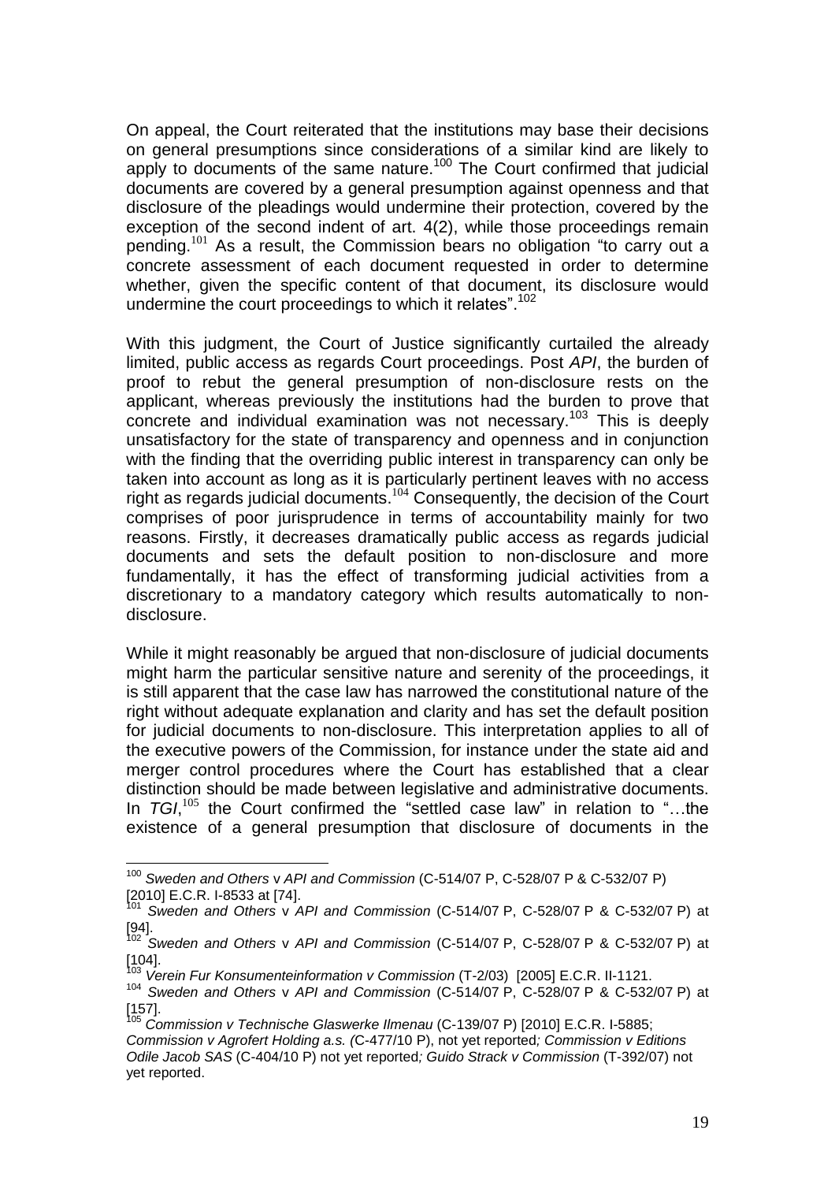On appeal, the Court reiterated that the institutions may base their decisions on general presumptions since considerations of a similar kind are likely to apply to documents of the same nature.[100] The Court confirmed that judicial documents are covered by a general presumption against openness and that disclosure of the pleadings would undermine their protection, covered by the exception of the second indent of art. 4(2), while those proceedings remain pending.[101] As a result, the Commission bears no obligation "to carry out a concrete assessment of each document requested in order to determine whether, given the specific content of that document, its disclosure would undermine the court proceedings to which it relates".[102]

With this judgment, the Court of Justice significantly curtailed the already limited, public access as regards Court proceedings. Post *API*, the burden of proof to rebut the general presumption of non-disclosure rests on the applicant, whereas previously the institutions had the burden to prove that concrete and individual examination was not necessary.[103] This is deeply unsatisfactory for the state of transparency and openness and in conjunction with the finding that the overriding public interest in transparency can only be taken into account as long as it is particularly pertinent leaves with no access right as regards judicial documents.[104] Consequently, the decision of the Court comprises of poor jurisprudence in terms of accountability mainly for two reasons. Firstly, it decreases dramatically public access as regards judicial documents and sets the default position to non-disclosure and more fundamentally, it has the effect of transforming judicial activities from a discretionary to a mandatory category which results automatically to non-disclosure.

While it might reasonably be argued that non-disclosure of judicial documents might harm the particular sensitive nature and serenity of the proceedings, it is still apparent that the case law has narrowed the constitutional nature of the right without adequate explanation and clarity and has set the default position for judicial documents to non-disclosure. This interpretation applies to all of the executive powers of the Commission, for instance under the state aid and merger control procedures where the Court has established that a clear distinction should be made between legislative and administrative documents. In *TGI*,[105] the Court confirmed the "settled case law" in relation to "…the existence of a general presumption that disclosure of documents in the

---

[100] *Sweden and Others* v *API and Commission* (C-514/07 P, C-528/07 P & C-532/07 P) [2010] E.C.R. I-8533 at [74].

[101] *Sweden and Others* v *API and Commission* (C-514/07 P, C-528/07 P & C-532/07 P) at [94].

[102] *Sweden and Others* v *API and Commission* (C-514/07 P, C-528/07 P & C-532/07 P) at [104].

[103] *Verein Fur Konsumenteinformation v Commission* (T-2/03) [2005] E.C.R. II-1121.

[104] *Sweden and Others* v *API and Commission* (C-514/07 P, C-528/07 P & C-532/07 P) at [157].

[105] *Commission v Technische Glaswerke Ilmenau* (C-139/07 P) [2010] E.C.R. I-5885; *Commission v Agrofert Holding a.s.* (C-477/10 P), not yet reported*; Commission v Editions Odile Jacob SAS* (C-404/10 P) not yet reported*; Guido Strack v Commission* (T-392/07) not yet reported.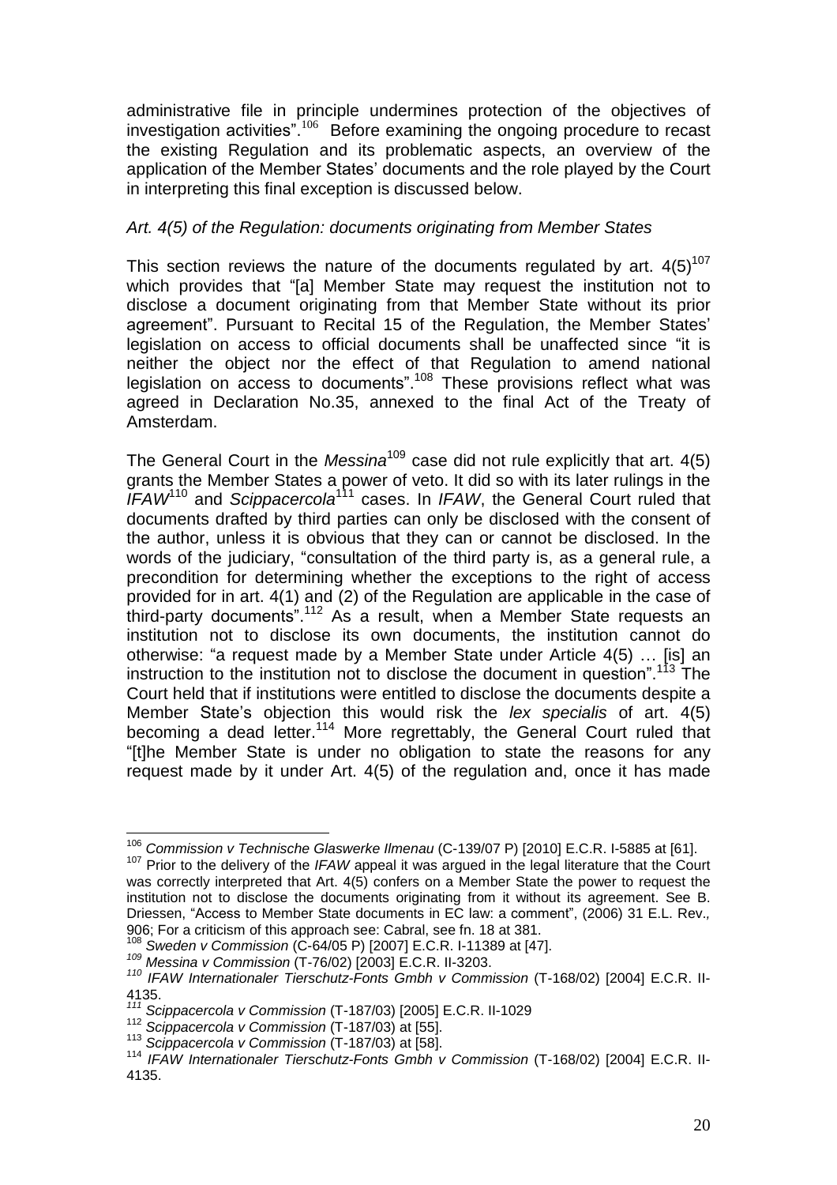administrative file in principle undermines protection of the objectives of investigation activities".[106] Before examining the ongoing procedure to recast the existing Regulation and its problematic aspects, an overview of the application of the Member States' documents and the role played by the Court in interpreting this final exception is discussed below.

*Art. 4(5) of the Regulation: documents originating from Member States*

This section reviews the nature of the documents regulated by art. 4(5)[107] which provides that "[a] Member State may request the institution not to disclose a document originating from that Member State without its prior agreement". Pursuant to Recital 15 of the Regulation, the Member States' legislation on access to official documents shall be unaffected since "it is neither the object nor the effect of that Regulation to amend national legislation on access to documents".[108] These provisions reflect what was agreed in Declaration No.35, annexed to the final Act of the Treaty of Amsterdam.

The General Court in the *Messina*[109] case did not rule explicitly that art. 4(5) grants the Member States a power of veto. It did so with its later rulings in the *IFAW*[110] and *Scippacercola*[111] cases. In *IFAW*, the General Court ruled that documents drafted by third parties can only be disclosed with the consent of the author, unless it is obvious that they can or cannot be disclosed. In the words of the judiciary, "consultation of the third party is, as a general rule, a precondition for determining whether the exceptions to the right of access provided for in art. 4(1) and (2) of the Regulation are applicable in the case of third-party documents".[112] As a result, when a Member State requests an institution not to disclose its own documents, the institution cannot do otherwise: "a request made by a Member State under Article 4(5) … [is] an instruction to the institution not to disclose the document in question".[113] The Court held that if institutions were entitled to disclose the documents despite a Member State's objection this would risk the *lex specialis* of art. 4(5) becoming a dead letter.[114] More regrettably, the General Court ruled that "[t]he Member State is under no obligation to state the reasons for any request made by it under Art. 4(5) of the regulation and, once it has made

---

[106] *Commission v Technische Glaswerke Ilmenau* (C-139/07 P) [2010] E.C.R. I-5885 at [61].

[107] Prior to the delivery of the *IFAW* appeal it was argued in the legal literature that the Court was correctly interpreted that Art. 4(5) confers on a Member State the power to request the institution not to disclose the documents originating from it without its agreement. See B. Driessen, "Access to Member State documents in EC law: a comment", (2006) 31 E.L. Rev., 906; For a criticism of this approach see: Cabral, see fn. 18 at 381.

[108] *Sweden v Commission* (C-64/05 P) [2007] E.C.R. I-11389 at [47].

[109] *Messina v Commission* (T-76/02) [2003] E.C.R. II-3203.

[110] *IFAW Internationaler Tierschutz-Fonts Gmbh v Commission* (T-168/02) [2004] E.C.R. II-4135.

[111] *Scippacercola v Commission* (T-187/03) [2005] E.C.R. II-1029

[112] *Scippacercola v Commission* (T-187/03) at [55].

[113] *Scippacercola v Commission* (T-187/03) at [58].

[114] *IFAW Internationaler Tierschutz-Fonts Gmbh v Commission* (T-168/02) [2004] E.C.R. II-4135.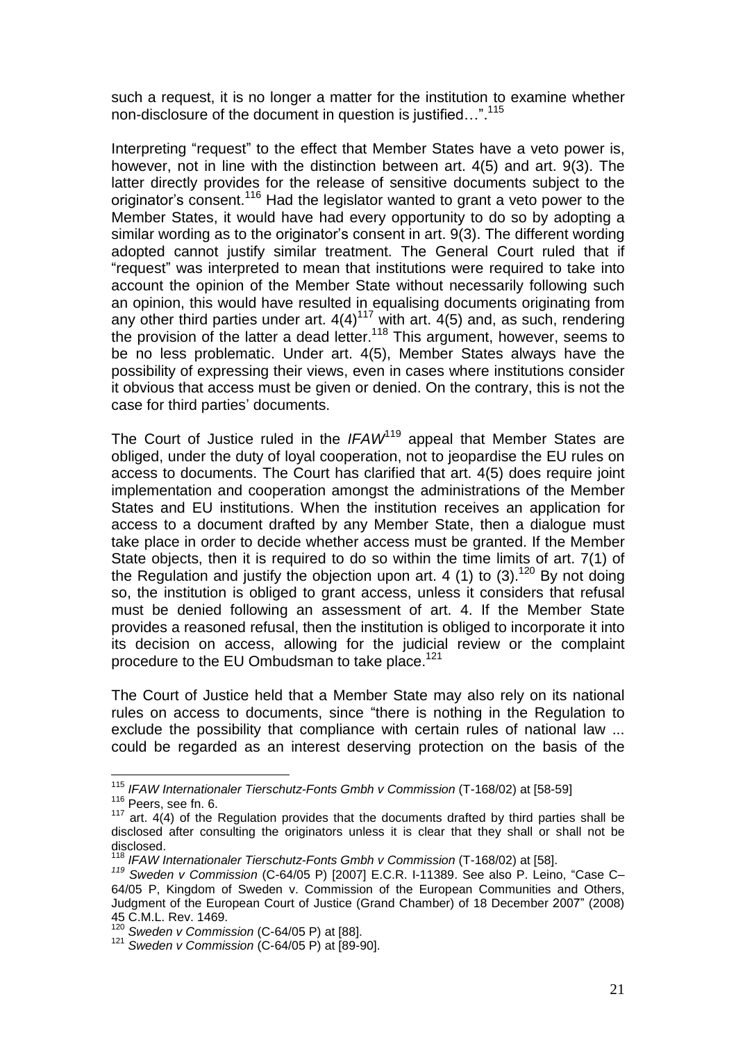such a request, it is no longer a matter for the institution to examine whether non-disclosure of the document in question is justified…".[115]

Interpreting "request" to the effect that Member States have a veto power is, however, not in line with the distinction between art. 4(5) and art. 9(3). The latter directly provides for the release of sensitive documents subject to the originator's consent.[116] Had the legislator wanted to grant a veto power to the Member States, it would have had every opportunity to do so by adopting a similar wording as to the originator's consent in art. 9(3). The different wording adopted cannot justify similar treatment. The General Court ruled that if "request" was interpreted to mean that institutions were required to take into account the opinion of the Member State without necessarily following such an opinion, this would have resulted in equalising documents originating from any other third parties under art. 4(4)[117] with art. 4(5) and, as such, rendering the provision of the latter a dead letter.[118] This argument, however, seems to be no less problematic. Under art. 4(5), Member States always have the possibility of expressing their views, even in cases where institutions consider it obvious that access must be given or denied. On the contrary, this is not the case for third parties' documents.

The Court of Justice ruled in the *IFAW*[119] appeal that Member States are obliged, under the duty of loyal cooperation, not to jeopardise the EU rules on access to documents. The Court has clarified that art. 4(5) does require joint implementation and cooperation amongst the administrations of the Member States and EU institutions. When the institution receives an application for access to a document drafted by any Member State, then a dialogue must take place in order to decide whether access must be granted. If the Member State objects, then it is required to do so within the time limits of art. 7(1) of the Regulation and justify the objection upon art. 4 (1) to (3).[120] By not doing so, the institution is obliged to grant access, unless it considers that refusal must be denied following an assessment of art. 4. If the Member State provides a reasoned refusal, then the institution is obliged to incorporate it into its decision on access, allowing for the judicial review or the complaint procedure to the EU Ombudsman to take place.[121]

The Court of Justice held that a Member State may also rely on its national rules on access to documents, since "there is nothing in the Regulation to exclude the possibility that compliance with certain rules of national law ... could be regarded as an interest deserving protection on the basis of the

---

[115] *IFAW Internationaler Tierschutz-Fonts Gmbh v Commission* (T-168/02) at [58-59]

[116] Peers, see fn. 6.

[117] art. 4(4) of the Regulation provides that the documents drafted by third parties shall be disclosed after consulting the originators unless it is clear that they shall or shall not be disclosed.

[118] *IFAW Internationaler Tierschutz-Fonts Gmbh v Commission* (T-168/02) at [58].

[119] *Sweden v Commission* (C-64/05 P) [2007] E.C.R. I-11389. See also P. Leino, "Case C–64/05 P, Kingdom of Sweden v. Commission of the European Communities and Others, Judgment of the European Court of Justice (Grand Chamber) of 18 December 2007" (2008) 45 C.M.L. Rev. 1469.

[120] *Sweden v Commission* (C-64/05 P) at [88].

[121] *Sweden v Commission* (C-64/05 P) at [89-90].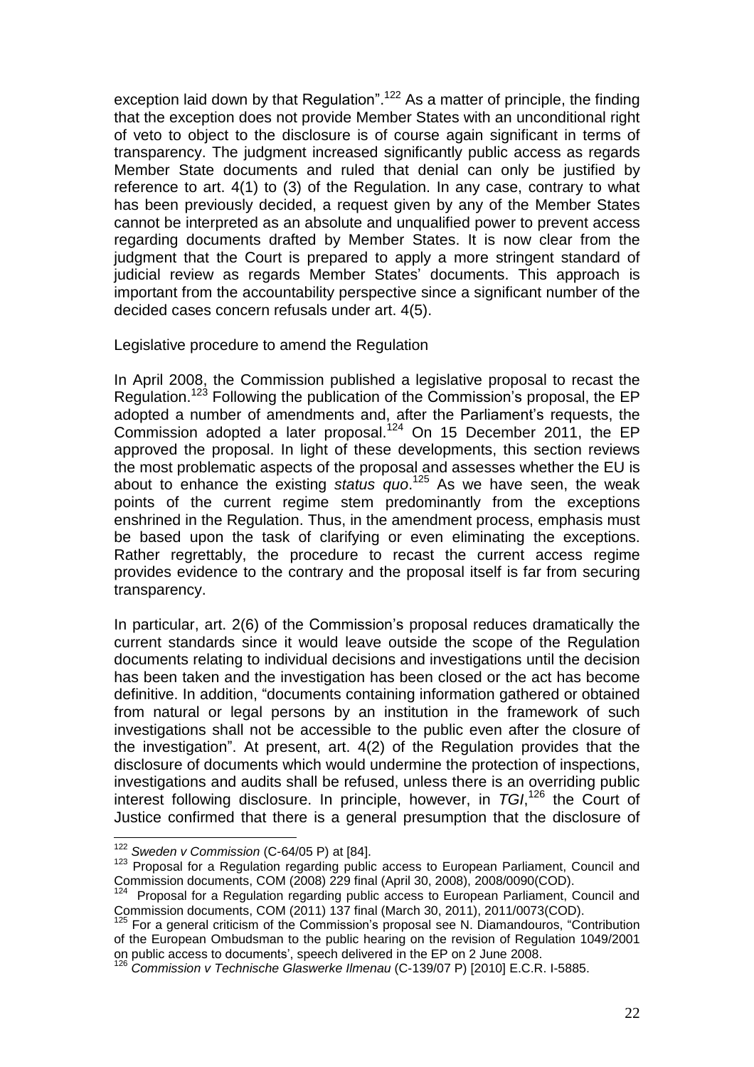exception laid down by that Regulation".[122] As a matter of principle, the finding that the exception does not provide Member States with an unconditional right of veto to object to the disclosure is of course again significant in terms of transparency. The judgment increased significantly public access as regards Member State documents and ruled that denial can only be justified by reference to art. 4(1) to (3) of the Regulation. In any case, contrary to what has been previously decided, a request given by any of the Member States cannot be interpreted as an absolute and unqualified power to prevent access regarding documents drafted by Member States. It is now clear from the judgment that the Court is prepared to apply a more stringent standard of judicial review as regards Member States' documents. This approach is important from the accountability perspective since a significant number of the decided cases concern refusals under art. 4(5).

Legislative procedure to amend the Regulation

In April 2008, the Commission published a legislative proposal to recast the Regulation.[123] Following the publication of the Commission's proposal, the EP adopted a number of amendments and, after the Parliament's requests, the Commission adopted a later proposal.[124] On 15 December 2011, the EP approved the proposal. In light of these developments, this section reviews the most problematic aspects of the proposal and assesses whether the EU is about to enhance the existing *status quo*.[125] As we have seen, the weak points of the current regime stem predominantly from the exceptions enshrined in the Regulation. Thus, in the amendment process, emphasis must be based upon the task of clarifying or even eliminating the exceptions. Rather regrettably, the procedure to recast the current access regime provides evidence to the contrary and the proposal itself is far from securing transparency.

In particular, art. 2(6) of the Commission's proposal reduces dramatically the current standards since it would leave outside the scope of the Regulation documents relating to individual decisions and investigations until the decision has been taken and the investigation has been closed or the act has become definitive. In addition, "documents containing information gathered or obtained from natural or legal persons by an institution in the framework of such investigations shall not be accessible to the public even after the closure of the investigation". At present, art. 4(2) of the Regulation provides that the disclosure of documents which would undermine the protection of inspections, investigations and audits shall be refused, unless there is an overriding public interest following disclosure. In principle, however, in *TGI*,[126] the Court of Justice confirmed that there is a general presumption that the disclosure of

---

[122] *Sweden v Commission* (C-64/05 P) at [84].

[123] Proposal for a Regulation regarding public access to European Parliament, Council and Commission documents, COM (2008) 229 final (April 30, 2008), 2008/0090(COD).

[124] Proposal for a Regulation regarding public access to European Parliament, Council and Commission documents, COM (2011) 137 final (March 30, 2011), 2011/0073(COD).

[125] For a general criticism of the Commission's proposal see N. Diamandouros, "Contribution of the European Ombudsman to the public hearing on the revision of Regulation 1049/2001 on public access to documents', speech delivered in the EP on 2 June 2008.

[126] *Commission v Technische Glaswerke Ilmenau* (C-139/07 P) [2010] E.C.R. I-5885.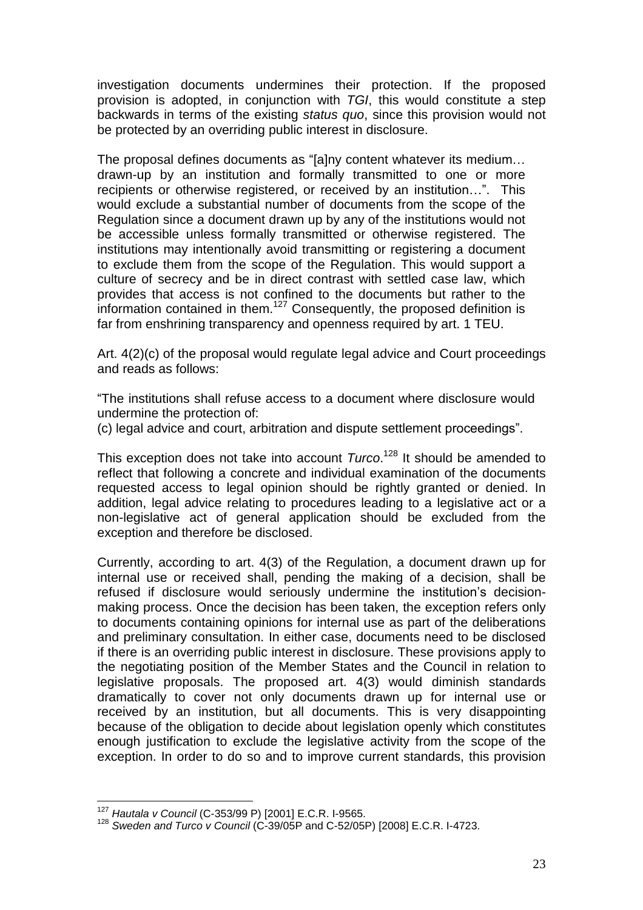investigation documents undermines their protection. If the proposed provision is adopted, in conjunction with *TGI*, this would constitute a step backwards in terms of the existing *status quo*, since this provision would not be protected by an overriding public interest in disclosure.

The proposal defines documents as "[a]ny content whatever its medium… drawn-up by an institution and formally transmitted to one or more recipients or otherwise registered, or received by an institution…". This would exclude a substantial number of documents from the scope of the Regulation since a document drawn up by any of the institutions would not be accessible unless formally transmitted or otherwise registered. The institutions may intentionally avoid transmitting or registering a document to exclude them from the scope of the Regulation. This would support a culture of secrecy and be in direct contrast with settled case law, which provides that access is not confined to the documents but rather to the information contained in them.[127] Consequently, the proposed definition is far from enshrining transparency and openness required by art. 1 TEU.

Art. 4(2)(c) of the proposal would regulate legal advice and Court proceedings and reads as follows:

"The institutions shall refuse access to a document where disclosure would undermine the protection of:
(c) legal advice and court, arbitration and dispute settlement proceedings".

This exception does not take into account *Turco*.[128] It should be amended to reflect that following a concrete and individual examination of the documents requested access to legal opinion should be rightly granted or denied. In addition, legal advice relating to procedures leading to a legislative act or a non-legislative act of general application should be excluded from the exception and therefore be disclosed.

Currently, according to art. 4(3) of the Regulation, a document drawn up for internal use or received shall, pending the making of a decision, shall be refused if disclosure would seriously undermine the institution's decision-making process. Once the decision has been taken, the exception refers only to documents containing opinions for internal use as part of the deliberations and preliminary consultation. In either case, documents need to be disclosed if there is an overriding public interest in disclosure. These provisions apply to the negotiating position of the Member States and the Council in relation to legislative proposals. The proposed art. 4(3) would diminish standards dramatically to cover not only documents drawn up for internal use or received by an institution, but all documents. This is very disappointing because of the obligation to decide about legislation openly which constitutes enough justification to exclude the legislative activity from the scope of the exception. In order to do so and to improve current standards, this provision

---

[127] *Hautala v Council* (C-353/99 P) [2001] E.C.R. I-9565.

[128] *Sweden and Turco v Council* (C-39/05P and C-52/05P) [2008] E.C.R. I-4723.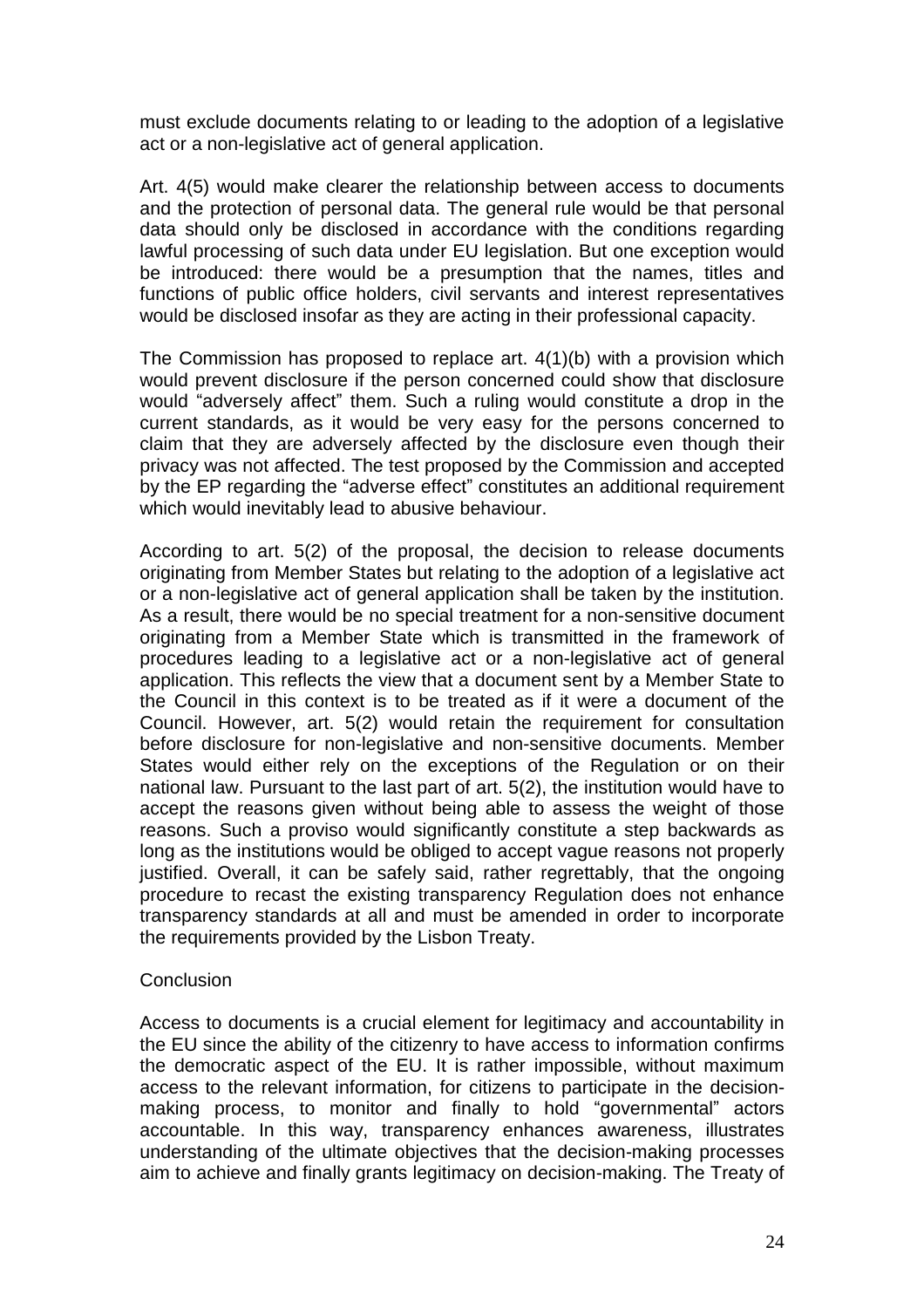must exclude documents relating to or leading to the adoption of a legislative act or a non-legislative act of general application.

Art. 4(5) would make clearer the relationship between access to documents and the protection of personal data. The general rule would be that personal data should only be disclosed in accordance with the conditions regarding lawful processing of such data under EU legislation. But one exception would be introduced: there would be a presumption that the names, titles and functions of public office holders, civil servants and interest representatives would be disclosed insofar as they are acting in their professional capacity.

The Commission has proposed to replace art. 4(1)(b) with a provision which would prevent disclosure if the person concerned could show that disclosure would "adversely affect" them. Such a ruling would constitute a drop in the current standards, as it would be very easy for the persons concerned to claim that they are adversely affected by the disclosure even though their privacy was not affected. The test proposed by the Commission and accepted by the EP regarding the "adverse effect" constitutes an additional requirement which would inevitably lead to abusive behaviour.

According to art. 5(2) of the proposal, the decision to release documents originating from Member States but relating to the adoption of a legislative act or a non-legislative act of general application shall be taken by the institution. As a result, there would be no special treatment for a non-sensitive document originating from a Member State which is transmitted in the framework of procedures leading to a legislative act or a non-legislative act of general application. This reflects the view that a document sent by a Member State to the Council in this context is to be treated as if it were a document of the Council. However, art. 5(2) would retain the requirement for consultation before disclosure for non-legislative and non-sensitive documents. Member States would either rely on the exceptions of the Regulation or on their national law. Pursuant to the last part of art. 5(2), the institution would have to accept the reasons given without being able to assess the weight of those reasons. Such a proviso would significantly constitute a step backwards as long as the institutions would be obliged to accept vague reasons not properly justified. Overall, it can be safely said, rather regrettably, that the ongoing procedure to recast the existing transparency Regulation does not enhance transparency standards at all and must be amended in order to incorporate the requirements provided by the Lisbon Treaty.

## Conclusion

Access to documents is a crucial element for legitimacy and accountability in the EU since the ability of the citizenry to have access to information confirms the democratic aspect of the EU. It is rather impossible, without maximum access to the relevant information, for citizens to participate in the decision-making process, to monitor and finally to hold "governmental" actors accountable. In this way, transparency enhances awareness, illustrates understanding of the ultimate objectives that the decision-making processes aim to achieve and finally grants legitimacy on decision-making. The Treaty of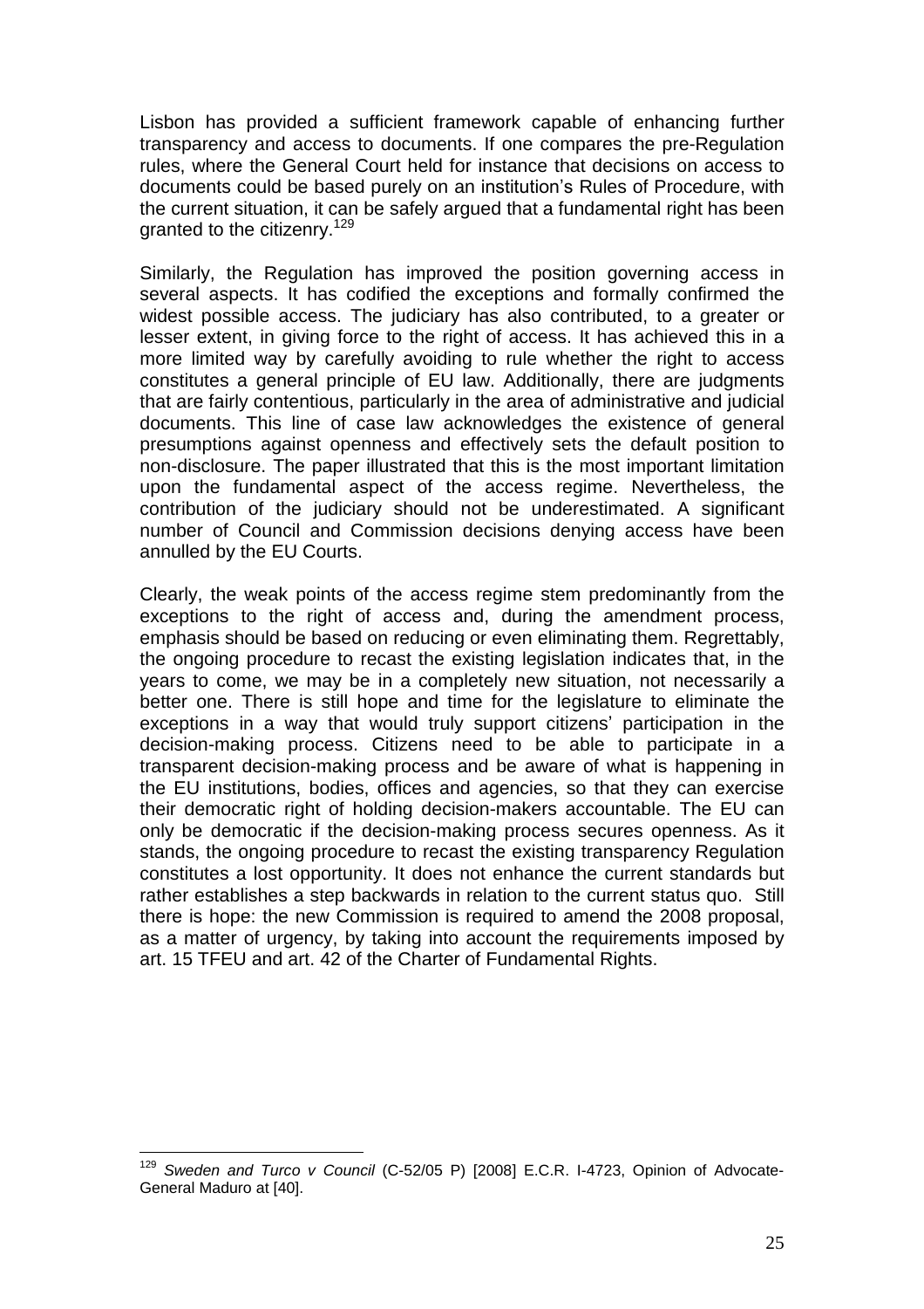Lisbon has provided a sufficient framework capable of enhancing further transparency and access to documents. If one compares the pre-Regulation rules, where the General Court held for instance that decisions on access to documents could be based purely on an institution's Rules of Procedure, with the current situation, it can be safely argued that a fundamental right has been granted to the citizenry.[129]

Similarly, the Regulation has improved the position governing access in several aspects. It has codified the exceptions and formally confirmed the widest possible access. The judiciary has also contributed, to a greater or lesser extent, in giving force to the right of access. It has achieved this in a more limited way by carefully avoiding to rule whether the right to access constitutes a general principle of EU law. Additionally, there are judgments that are fairly contentious, particularly in the area of administrative and judicial documents. This line of case law acknowledges the existence of general presumptions against openness and effectively sets the default position to non-disclosure. The paper illustrated that this is the most important limitation upon the fundamental aspect of the access regime. Nevertheless, the contribution of the judiciary should not be underestimated. A significant number of Council and Commission decisions denying access have been annulled by the EU Courts.

Clearly, the weak points of the access regime stem predominantly from the exceptions to the right of access and, during the amendment process, emphasis should be based on reducing or even eliminating them. Regrettably, the ongoing procedure to recast the existing legislation indicates that, in the years to come, we may be in a completely new situation, not necessarily a better one. There is still hope and time for the legislature to eliminate the exceptions in a way that would truly support citizens' participation in the decision-making process. Citizens need to be able to participate in a transparent decision-making process and be aware of what is happening in the EU institutions, bodies, offices and agencies, so that they can exercise their democratic right of holding decision-makers accountable. The EU can only be democratic if the decision-making process secures openness. As it stands, the ongoing procedure to recast the existing transparency Regulation constitutes a lost opportunity. It does not enhance the current standards but rather establishes a step backwards in relation to the current status quo. Still there is hope: the new Commission is required to amend the 2008 proposal, as a matter of urgency, by taking into account the requirements imposed by art. 15 TFEU and art. 42 of the Charter of Fundamental Rights.

---

[129] *Sweden and Turco v Council* (C-52/05 P) [2008] E.C.R. I-4723, Opinion of Advocate-General Maduro at [40].